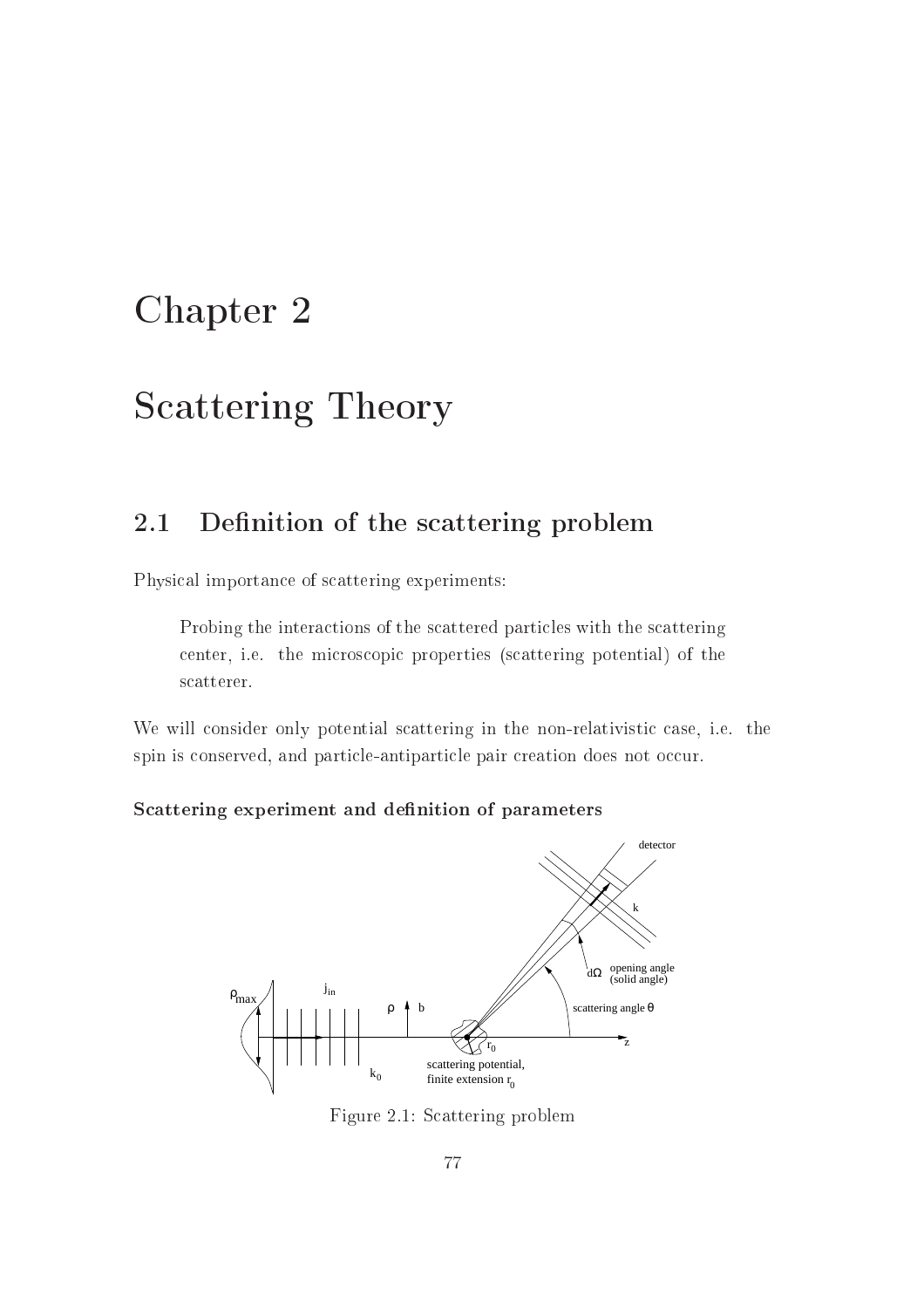# Chapter 2

# Scattering Theory

## 2.1 Definition of the scattering problem

Physical importance of scattering experiments:

> Probing the interactions of the scattered particles with the scattering center, i.e. the microscopic properties (scattering potential) of the scatterer.

We will consider only potential scattering in the non-relativistic case, i.e. the spin is conserved, and particle-antiparticle pair creation does not occur.

### Scattering experiment and definition of parameters

Figure 2.1: Scattering problem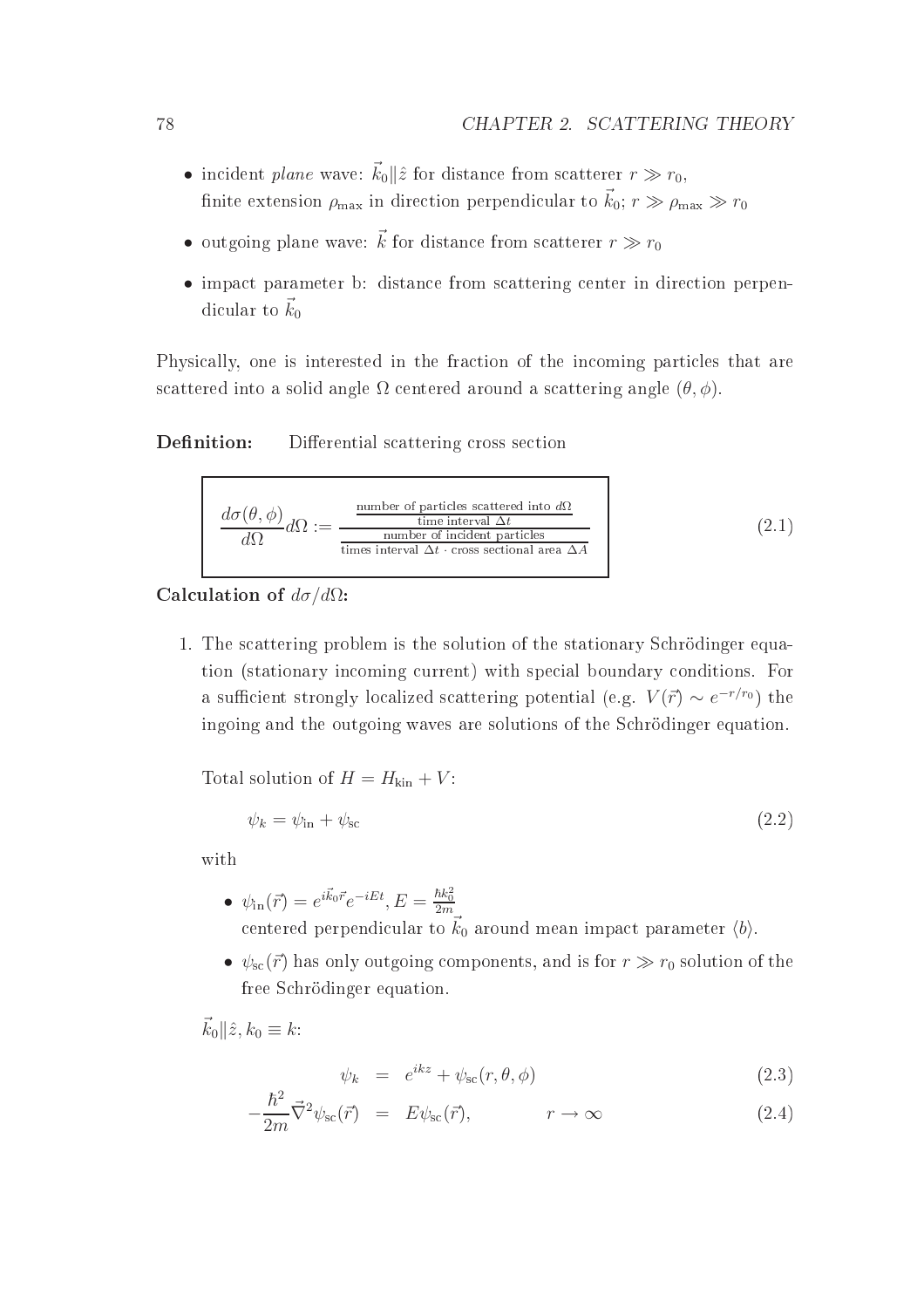- incident *plane* wave: $\vec{k}_0 \| \hat{z}$ for distance from scatterer $r \gg r_0$, finite extension $\rho_{\max}$ in direction perpendicular to $\vec{k}_0$; $r \gg \rho_{\max} \gg r_0$
- outgoing plane wave: $\vec{k}$ for distance from scatterer $r \gg r_0$
- impact parameter b: distance from scattering center in direction perpendicular to $\vec{k}_0$

Physically, one is interested in the fraction of the incoming particles that are scattered into a solid angle $\Omega$ centered around a scattering angle $(\theta, \phi)$.

**Definition:** Differential scattering cross section

$$\frac{d\sigma(\theta,\phi)}{d\Omega} d\Omega := \frac{\frac{\text{number of particles scattered into } d\Omega}{\text{time interval } \Delta t}}{\frac{\text{number of incident particles}}{\text{times interval } \Delta t \cdot \text{cross sectional area } \Delta A}} \tag{2.1}$$

**Calculation of $d\sigma/d\Omega$:**

1. The scattering problem is the solution of the stationary Schrödinger equation (stationary incoming current) with special boundary conditions. For a sufficient strongly localized scattering potential (e.g. $V(\vec{r}) \sim e^{-r/r_0}$) the ingoing and the outgoing waves are solutions of the Schrödinger equation.

   Total solution of $H = H_{\text{kin}} + V$:

   $$\psi_k = \psi_{\text{in}} + \psi_{\text{sc}} \tag{2.2}$$

   with

   - $\psi_{\text{in}}(\vec{r}) = e^{i\vec{k}_0\vec{r}} e^{-iEt}, E = \frac{\hbar k_0^2}{2m}$ centered perpendicular to $\vec{k}_0$ around mean impact parameter $\langle b \rangle$.
   - $\psi_{\text{sc}}(\vec{r})$ has only outgoing components, and is for $r \gg r_0$ solution of the free Schrödinger equation.

   $\vec{k}_0 \| \hat{z}, k_0 \equiv k$:

   $$\psi_k = e^{ikz} + \psi_{\text{sc}}(r,\theta,\phi) \tag{2.3}$$

   $$-\frac{\hbar^2}{2m}\vec{\nabla}^2 \psi_{\text{sc}}(\vec{r}) = E\psi_{\text{sc}}(\vec{r}), \qquad r \to \infty \tag{2.4}$$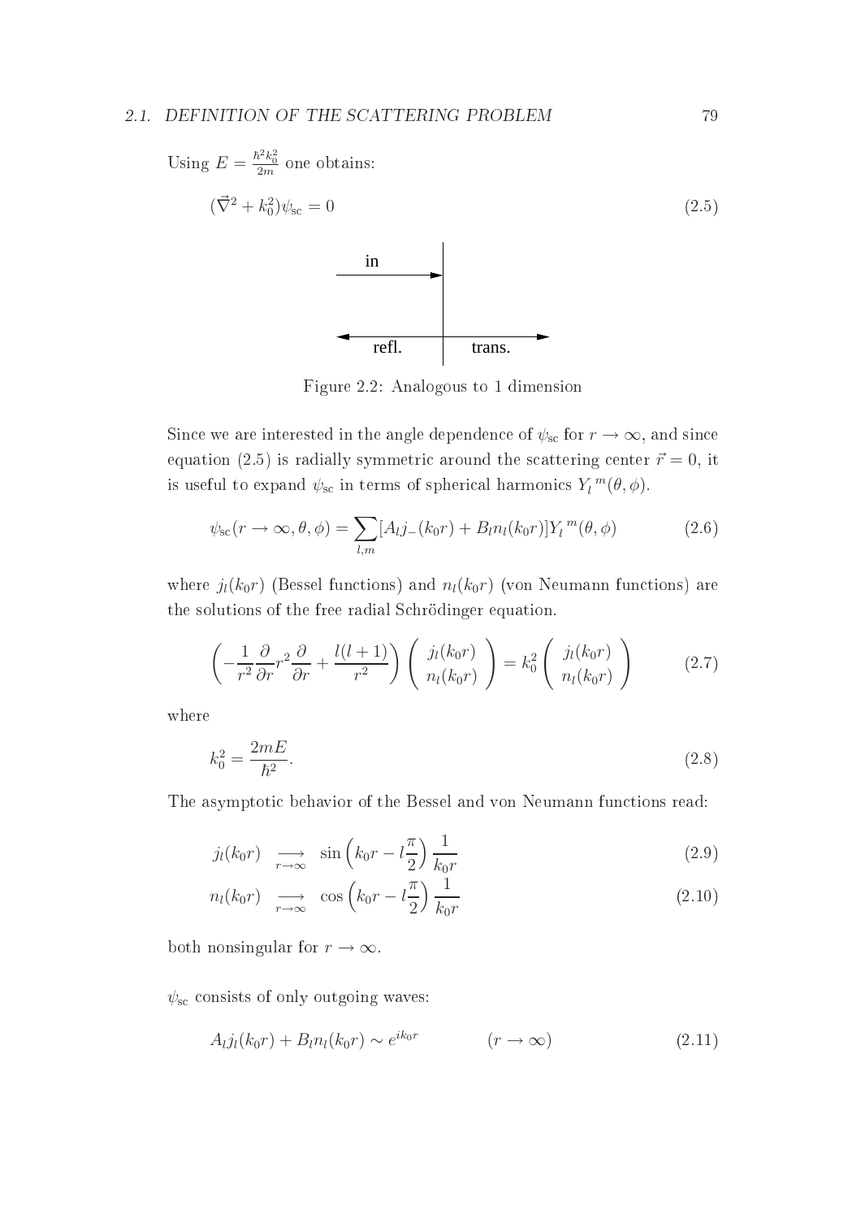Using $E = \frac{\hbar^2 k_0^2}{2m}$ one obtains:

$$(\vec{\nabla}^2 + k_0^2)\psi_{\text{sc}} = 0 \tag{2.5}$$

Figure 2.2: Analogous to 1 dimension

Since we are interested in the angle dependence of $\psi_{\text{sc}}$ for $r \to \infty$, and since equation (2.5) is radially symmetric around the scattering center $\vec{r} = 0$, it is useful to expand $\psi_{\text{sc}}$ in terms of spherical harmonics $Y_l{}^m(\theta, \phi)$.

$$\psi_{\text{sc}}(r \to \infty, \theta, \phi) = \sum_{l,m} [A_l j_-(k_0 r) + B_l n_l(k_0 r)] Y_l{}^m(\theta, \phi) \tag{2.6}$$

where $j_l(k_0 r)$ (Bessel functions) and $n_l(k_0 r)$ (von Neumann functions) are the solutions of the free radial Schrödinger equation.

$$\left( -\frac{1}{r^2}\frac{\partial}{\partial r} r^2 \frac{\partial}{\partial r} + \frac{l(l+1)}{r^2} \right) \begin{pmatrix} j_l(k_0 r) \\ n_l(k_0 r) \end{pmatrix} = k_0^2 \begin{pmatrix} j_l(k_0 r) \\ n_l(k_0 r) \end{pmatrix} \tag{2.7}$$

where

$$k_0^2 = \frac{2mE}{\hbar^2}. \tag{2.8}$$

The asymptotic behavior of the Bessel and von Neumann functions read:

$$j_l(k_0 r) \underset{r \to \infty}{\longrightarrow} \sin\left(k_0 r - l\frac{\pi}{2}\right) \frac{1}{k_0 r} \tag{2.9}$$

$$n_l(k_0 r) \underset{r \to \infty}{\longrightarrow} \cos\left(k_0 r - l\frac{\pi}{2}\right) \frac{1}{k_0 r} \tag{2.10}$$

both nonsingular for $r \to \infty$.

$\psi_{\text{sc}}$ consists of only outgoing waves:

$$A_l j_l(k_0 r) + B_l n_l(k_0 r) \sim e^{ik_0 r} \qquad (r \to \infty) \tag{2.11}$$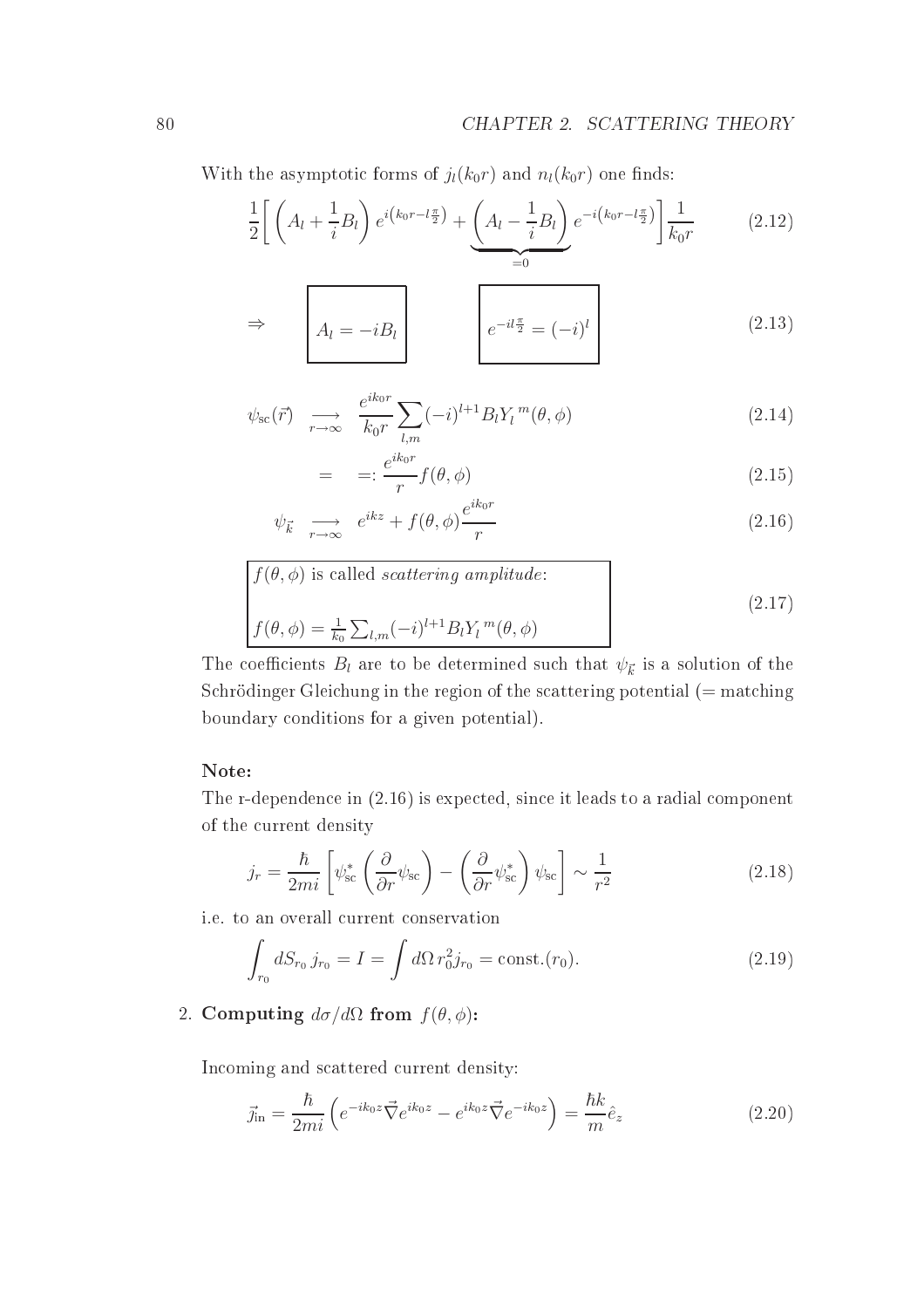With the asymptotic forms of $j_l(k_0r)$ and $n_l(k_0r)$ one finds:

$$\frac{1}{2}\Bigg[\left(A_l+\frac{1}{i}B_l\right)e^{i\left(k_0r-l\frac{\pi}{2}\right)}+\underbrace{\left(A_l-\frac{1}{i}B_l\right)}_{=0}e^{-i\left(k_0r-l\frac{\pi}{2}\right)}\Bigg]\frac{1}{k_0r} \tag{2.12}$$

$$\Rightarrow \quad \boxed{A_l=-iB_l} \qquad \boxed{e^{-il\frac{\pi}{2}}=(-i)^l} \tag{2.13}$$

$$\psi_{\text{sc}}(\vec{r}) \underset{r\to\infty}{\longrightarrow} \frac{e^{ik_0r}}{k_0r}\sum_{l,m}(-i)^{l+1}B_lY_l^{\,m}(\theta,\phi) \tag{2.14}$$

$$= \;=: \frac{e^{ik_0r}}{r}f(\theta,\phi) \tag{2.15}$$

$$\psi_{\vec{k}} \underset{r\to\infty}{\longrightarrow} e^{ikz}+f(\theta,\phi)\frac{e^{ik_0r}}{r} \tag{2.16}$$

$f(\theta,\phi)$ is called *scattering amplitude*:

$$f(\theta,\phi)=\frac{1}{k_0}\sum_{l,m}(-i)^{l+1}B_lY_l^{\,m}(\theta,\phi) \tag{2.17}$$

The coefficients $B_l$ are to be determined such that $\psi_{\vec{k}}$ is a solution of the Schrödinger Gleichung in the region of the scattering potential (= matching boundary conditions for a given potential).

**Note:**
The r-dependence in (2.16) is expected, since it leads to a radial component of the current density

$$j_r=\frac{\hbar}{2mi}\left[\psi_{\text{sc}}^*\left(\frac{\partial}{\partial r}\psi_{\text{sc}}\right)-\left(\frac{\partial}{\partial r}\psi_{\text{sc}}^*\right)\psi_{\text{sc}}\right]\sim\frac{1}{r^2} \tag{2.18}$$

i.e. to an overall current conservation

$$\int_{r_0} dS_{r_0}\,j_{r_0}=I=\int d\Omega\,r_0^2 j_{r_0}=\text{const.}(r_0). \tag{2.19}$$

2. **Computing $d\sigma/d\Omega$ from $f(\theta,\phi)$:**

Incoming and scattered current density:

$$\vec{j}_{\text{in}}=\frac{\hbar}{2mi}\left(e^{-ik_0z}\vec{\nabla}e^{ik_0z}-e^{ik_0z}\vec{\nabla}e^{-ik_0z}\right)=\frac{\hbar k}{m}\hat{e}_z \tag{2.20}$$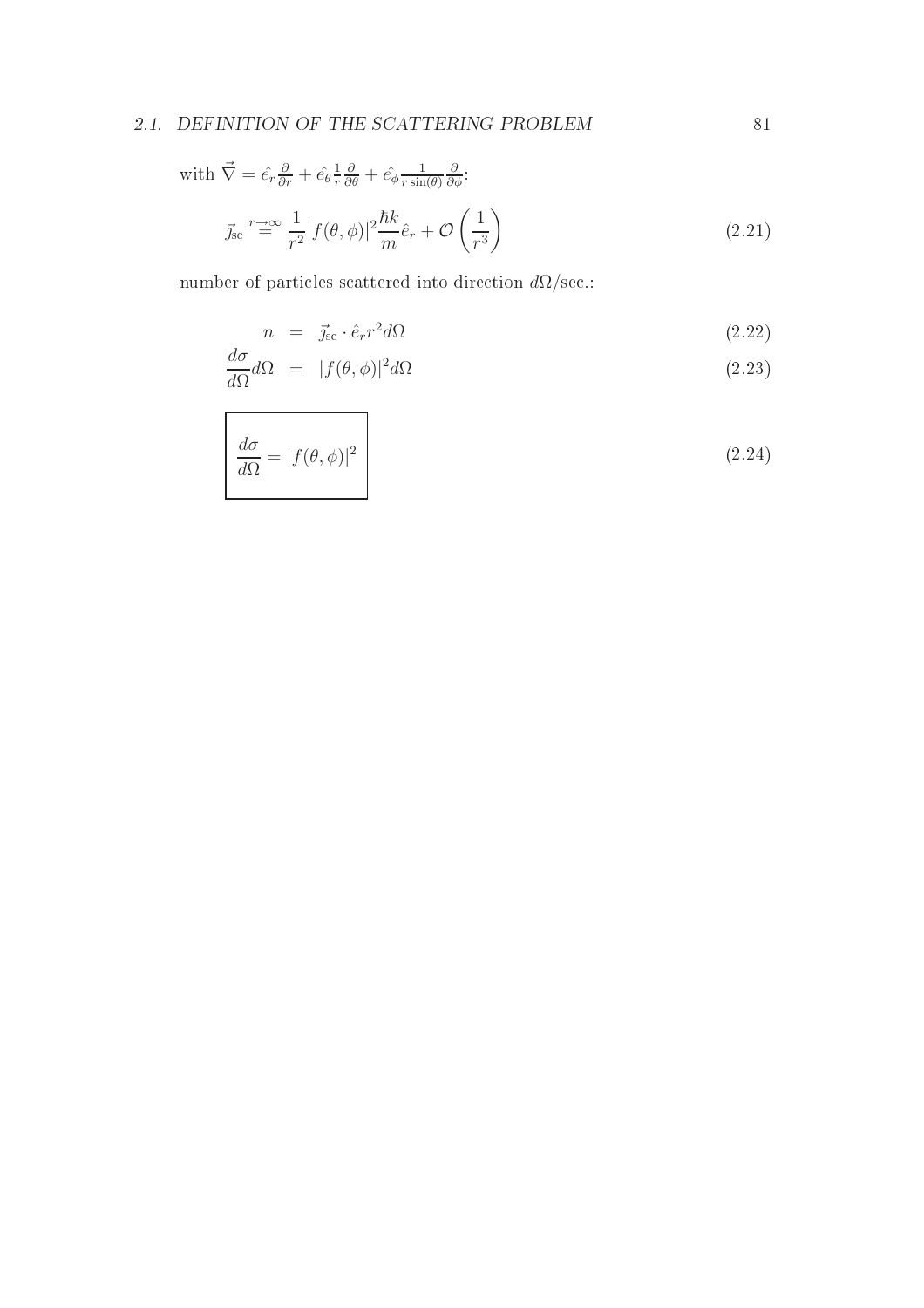with $\vec{\nabla} = \hat{e_r}\frac{\partial}{\partial r} + \hat{e_\theta}\frac{1}{r}\frac{\partial}{\partial \theta} + \hat{e_\phi}\frac{1}{r\sin(\theta)}\frac{\partial}{\partial \phi}$:

$$\vec{\jmath}_{\text{sc}} \overset{r\to\infty}{=} \frac{1}{r^2}|f(\theta,\phi)|^2\frac{\hbar k}{m}\hat{e}_r + \mathcal{O}\left(\frac{1}{r^3}\right) \tag{2.21}$$

number of particles scattered into direction $d\Omega$/sec.:

$$n = \vec{\jmath}_{\text{sc}} \cdot \hat{e}_r r^2 d\Omega \tag{2.22}$$

$$\frac{d\sigma}{d\Omega}d\Omega = |f(\theta,\phi)|^2 d\Omega \tag{2.23}$$

$$\boxed{\frac{d\sigma}{d\Omega} = |f(\theta,\phi)|^2} \tag{2.24}$$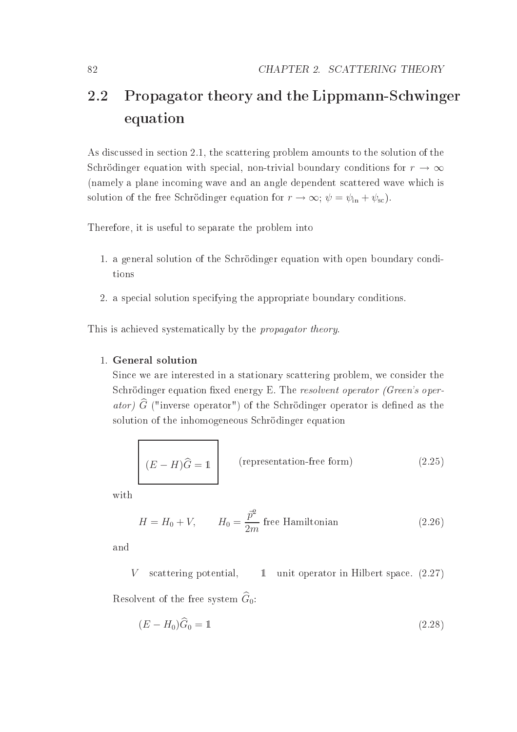## 2.2 Propagator theory and the Lippmann-Schwinger equation

As discussed in section 2.1, the scattering problem amounts to the solution of the Schrödinger equation with special, non-trivial boundary conditions for $r \to \infty$ (namely a plane incoming wave and an angle dependent scattered wave which is solution of the free Schrödinger equation for $r \to \infty$; $\psi = \psi_{\text{in}} + \psi_{\text{sc}}$).

Therefore, it is useful to separate the problem into

1. a general solution of the Schrödinger equation with open boundary conditions
2. a special solution specifying the appropriate boundary conditions.

This is achieved systematically by the *propagator theory*.

1. **General solution**

   Since we are interested in a stationary scattering problem, we consider the Schrödinger equation fixed energy E. The *resolvent operator (Green's operator)* $\widehat{G}$ ("inverse operator") of the Schrödinger operator is defined as the solution of the inhomogeneous Schrödinger equation

$$\boxed{(E - H)\widehat{G} = \mathbb{1}} \qquad \text{(representation-free form)} \tag{2.25}$$

   with

$$H = H_0 + V, \qquad H_0 = \frac{\vec{p}^2}{2m} \text{ free Hamiltonian} \tag{2.26}$$

   and

$$V \quad \text{scattering potential,} \qquad \mathbb{1} \quad \text{unit operator in Hilbert space.} \tag{2.27}$$

   Resolvent of the free system $\widehat{G}_0$:

$$(E - H_0)\widehat{G}_0 = \mathbb{1} \tag{2.28}$$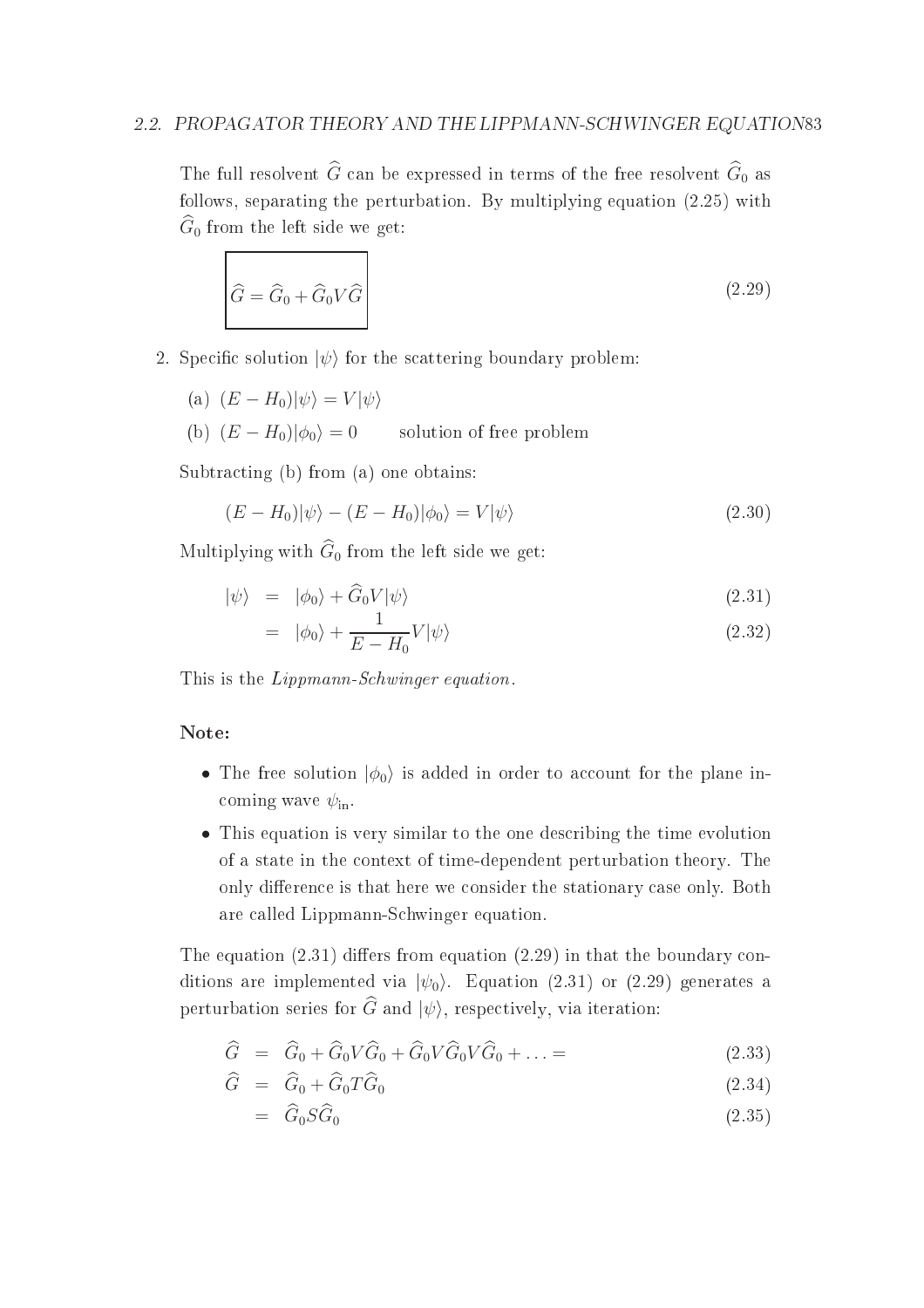The full resolvent $\widehat{G}$ can be expressed in terms of the free resolvent $\widehat{G}_0$ as follows, separating the perturbation. By multiplying equation (2.25) with $\widehat{G}_0$ from the left side we get:

$$\boxed{\widehat{G} = \widehat{G}_0 + \widehat{G}_0 V \widehat{G}} \tag{2.29}$$

2. Specific solution $|\psi\rangle$ for the scattering boundary problem:

   (a) $(E - H_0)|\psi\rangle = V|\psi\rangle$

   (b) $(E - H_0)|\phi_0\rangle = 0$ solution of free problem

   Subtracting (b) from (a) one obtains:

   $$(E - H_0)|\psi\rangle - (E - H_0)|\phi_0\rangle = V|\psi\rangle \tag{2.30}$$

   Multiplying with $\widehat{G}_0$ from the left side we get:

   $$|\psi\rangle = |\phi_0\rangle + \widehat{G}_0 V |\psi\rangle \tag{2.31}$$

   $$= |\phi_0\rangle + \frac{1}{E - H_0} V |\psi\rangle \tag{2.32}$$

   This is the *Lippmann-Schwinger equation*.

   **Note:**

   - The free solution $|\phi_0\rangle$ is added in order to account for the plane incoming wave $\psi_{\text{in}}$.
   - This equation is very similar to the one describing the time evolution of a state in the context of time-dependent perturbation theory. The only difference is that here we consider the stationary case only. Both are called Lippmann-Schwinger equation.

The equation (2.31) differs from equation (2.29) in that the boundary conditions are implemented via $|\psi_0\rangle$. Equation (2.31) or (2.29) generates a perturbation series for $\widehat{G}$ and $|\psi\rangle$, respectively, via iteration:

$$\widehat{G} = \widehat{G}_0 + \widehat{G}_0 V \widehat{G}_0 + \widehat{G}_0 V \widehat{G}_0 V \widehat{G}_0 + \ldots = \tag{2.33}$$

$$\widehat{G} = \widehat{G}_0 + \widehat{G}_0 T \widehat{G}_0 \tag{2.34}$$

$$= \widehat{G}_0 S \widehat{G}_0 \tag{2.35}$$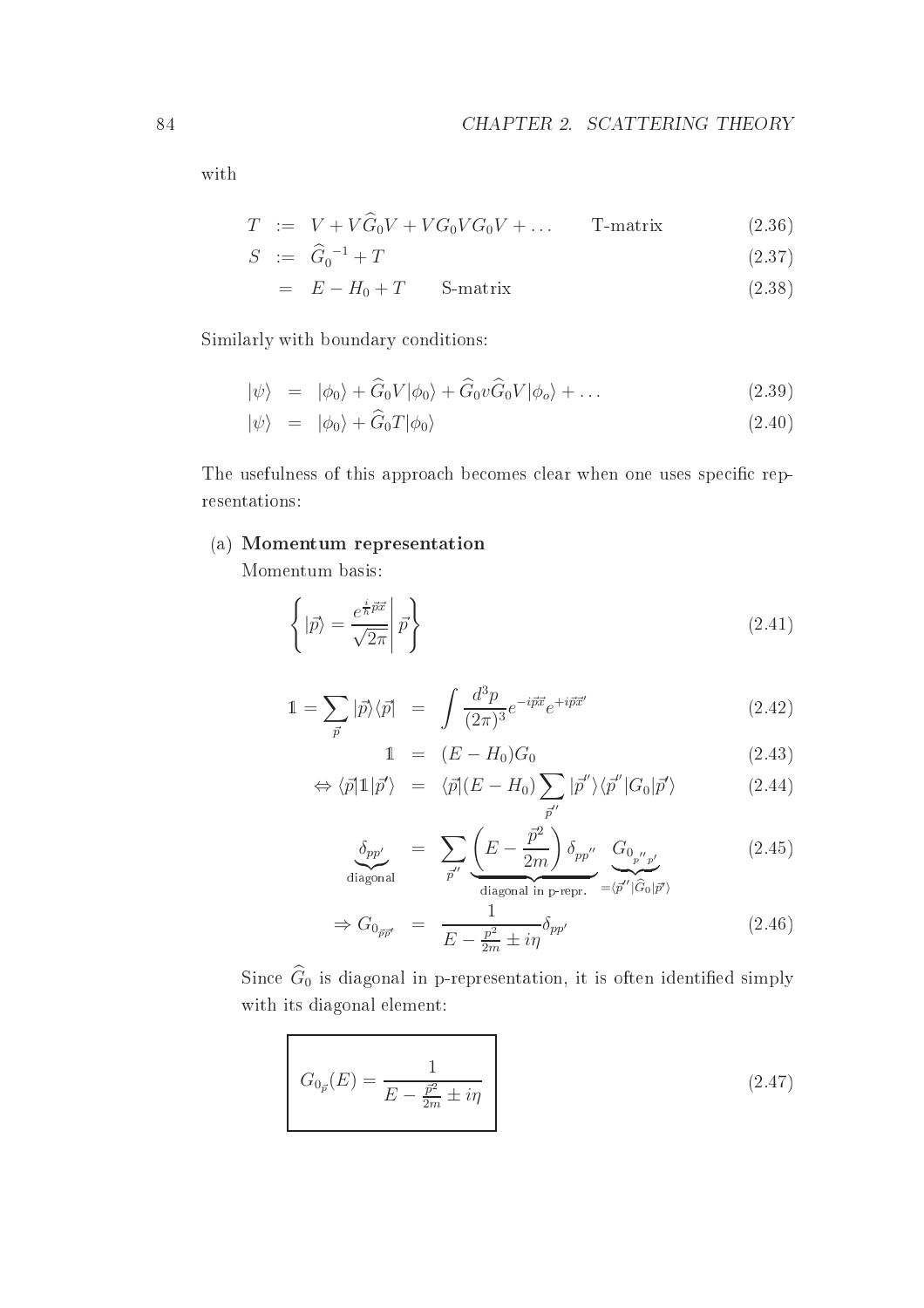with

$$
\begin{aligned}
T &:= V + V\widehat{G}_0 V + V G_0 V G_0 V + \dots \qquad \text{T-matrix} && (2.36) \\
S &:= \widehat{G}_0^{\,-1} + T && (2.37) \\
&= E - H_0 + T \qquad \text{S-matrix} && (2.38)
\end{aligned}
$$

Similarly with boundary conditions:

$$
\begin{aligned}
|\psi\rangle &= |\phi_0\rangle + \widehat{G}_0 V |\phi_0\rangle + \widehat{G}_0 v \widehat{G}_0 V |\phi_o\rangle + \dots && (2.39) \\
|\psi\rangle &= |\phi_0\rangle + \widehat{G}_0 T |\phi_0\rangle && (2.40)
\end{aligned}
$$

The usefulness of this approach becomes clear when one uses specific representations:

(a) **Momentum representation**

Momentum basis:

$$
\left\{ |\vec{p}\rangle = \frac{e^{\frac{i}{\hbar}\vec{p}\vec{x}}}{\sqrt{2\pi}} \middle| \vec{p} \right\} \tag{2.41}
$$

$$
\begin{aligned}
\mathbb{1} = \sum_{\vec{p}} |\vec{p}\rangle\langle\vec{p}| &= \int \frac{d^3p}{(2\pi)^3} e^{-i\vec{p}\vec{x}} e^{+i\vec{p}\vec{x}'} && (2.42) \\
\mathbb{1} &= (E - H_0) G_0 && (2.43) \\
\Leftrightarrow \langle\vec{p}|\mathbb{1}|\vec{p}'\rangle &= \langle\vec{p}|(E - H_0) \sum_{\vec{p}''} |\vec{p}''\rangle\langle\vec{p}''|G_0|\vec{p}'\rangle && (2.44) \\
\underbrace{\delta_{pp'}}_{\text{diagonal}} &= \sum_{\vec{p}''} \underbrace{\left(E - \frac{\vec{p}^2}{2m}\right)\delta_{pp''}}_{\text{diagonal in p-repr.}} \underbrace{G_{0_{p''p'}}}_{=\langle\vec{p}''|\widehat{G}_0|\vec{p}'\rangle} && (2.45) \\
\Rightarrow G_{0_{\vec{p}\vec{p}'}} &= \frac{1}{E - \frac{p^2}{2m} \pm i\eta} \delta_{pp'} && (2.46)
\end{aligned}
$$

Since $\widehat{G}_0$ is diagonal in p-representation, it is often identified simply with its diagonal element:

$$
\boxed{G_{0_{\vec{p}}}(E) = \frac{1}{E - \frac{\vec{p}^2}{2m} \pm i\eta}} \tag{2.47}
$$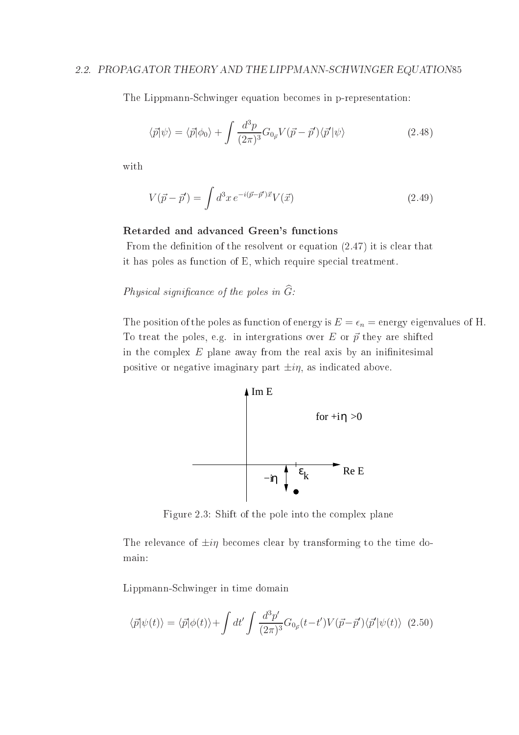The Lippmann-Schwinger equation becomes in p-representation:

$$\langle \vec{p}|\psi\rangle = \langle \vec{p}|\phi_0\rangle + \int \frac{d^3p}{(2\pi)^3} G_{0_{\vec{p}}} V(\vec{p}-\vec{p}')\langle \vec{p}'|\psi\rangle \tag{2.48}$$

with

$$V(\vec{p}-\vec{p}') = \int d^3x\, e^{-i(\vec{p}-\vec{p}')\vec{x}} V(\vec{x}) \tag{2.49}$$

**Retarded and advanced Green's functions**

From the definition of the resolvent or equation (2.47) it is clear that it has poles as function of E, which require special treatment.

*Physical significance of the poles in* $\widehat{G}$*:*

The position of the poles as function of energy is $E = \epsilon_n$ = energy eigenvalues of H. To treat the poles, e.g. in intergrations over $E$ or $\vec{p}$ they are shifted in the complex $E$ plane away from the real axis by an inifinitesimal positive or negative imaginary part $\pm i\eta$, as indicated above.

Figure 2.3: Shift of the pole into the complex plane

The relevance of $\pm i\eta$ becomes clear by transforming to the time domain:

Lippmann-Schwinger in time domain

$$\langle \vec{p}|\psi(t)\rangle = \langle \vec{p}|\phi(t)\rangle + \int dt' \int \frac{d^3p'}{(2\pi)^3} G_{0_{\vec{p}}}(t-t') V(\vec{p}-\vec{p}')\langle \vec{p}'|\psi(t)\rangle \tag{2.50}$$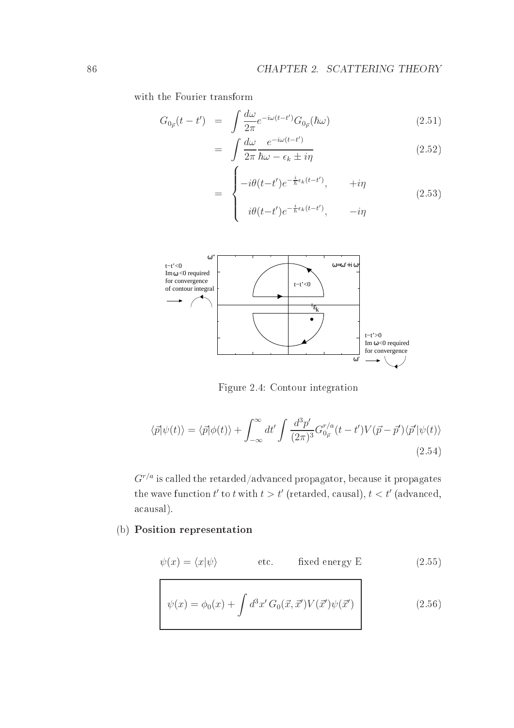with the Fourier transform

$$G_{0_{\vec{p}}}(t-t') = \int \frac{d\omega}{2\pi} e^{-i\omega(t-t')} G_{0_{\vec{p}}}(\hbar\omega) \tag{2.51}$$

$$= \int \frac{d\omega}{2\pi} \frac{e^{-i\omega(t-t')}}{\hbar\omega - \epsilon_k \pm i\eta} \tag{2.52}$$

$$= \begin{cases} -i\theta(t-t') e^{-\frac{i}{\hbar}\epsilon_k(t-t')}, & +i\eta \\ \\ i\theta(t'-t) e^{-\frac{i}{\hbar}\epsilon_k(t-t')}, & -i\eta \end{cases} \tag{2.53}$$

Figure 2.4: Contour integration

$$\langle \vec{p}|\psi(t)\rangle = \langle \vec{p}|\phi(t)\rangle + \int_{-\infty}^{\infty} dt' \int \frac{d^3p'}{(2\pi)^3} G_{0_{\vec{p}}}^{r/a}(t-t') V(\vec{p}-\vec{p}') \langle \vec{p}'|\psi(t)\rangle \tag{2.54}$$

$G^{r/a}$ is called the retarded/advanced propagator, because it propagates the wave function $t'$ to $t$ with $t > t'$ (retarded, causal), $t < t'$ (advanced, acausal).

(b) **Position representation**

$$\psi(x) = \langle x|\psi\rangle \qquad \text{etc.} \qquad \text{fixed energy E} \tag{2.55}$$

$$\boxed{\psi(x) = \phi_0(x) + \int d^3x' \, G_0(\vec{x}, \vec{x}') V(\vec{x}') \psi(\vec{x}')} \tag{2.56}$$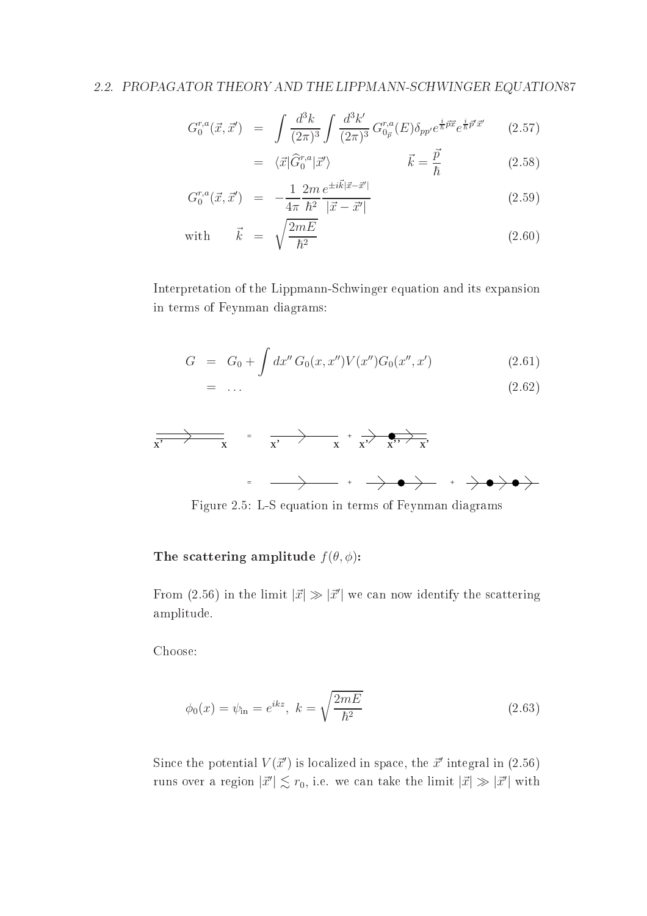$$G_0^{r,a}(\vec{x},\vec{x}') = \int \frac{d^3k}{(2\pi)^3} \int \frac{d^3k'}{(2\pi)^3} \, G_{0_{\vec{p}}}^{r,a}(E) \delta_{pp'} e^{\frac{i}{\hbar}\vec{p}\vec{x}} e^{\frac{i}{\hbar}\vec{p}'\vec{x}'} \tag{2.57}$$

$$= \langle \vec{x} | \widehat{G}_0^{r,a} | \vec{x}' \rangle \qquad \vec{k} = \frac{\vec{p}}{\hbar} \tag{2.58}$$

$$G_0^{r,a}(\vec{x},\vec{x}') = -\frac{1}{4\pi} \frac{2m}{\hbar^2} \frac{e^{\pm i\vec{k}|\vec{x}-\vec{x}'|}}{|\vec{x}-\vec{x}'|} \tag{2.59}$$

$$\text{with} \qquad \vec{k} = \sqrt{\frac{2mE}{\hbar^2}} \tag{2.60}$$

Interpretation of the Lippmann-Schwinger equation and its expansion in terms of Feynman diagrams:

$$G = G_0 + \int dx'' \, G_0(x,x'') V(x'') G_0(x'',x') \tag{2.61}$$

$$= \ldots \tag{2.62}$$

Figure 2.5: L-S equation in terms of Feynman diagrams

**The scattering amplitude $f(\theta,\phi)$:**

From (2.56) in the limit $|\vec{x}| \gg |\vec{x}'|$ we can now identify the scattering amplitude.

Choose:

$$\phi_0(x) = \psi_{\text{in}} = e^{ikz}, \; k = \sqrt{\frac{2mE}{\hbar^2}} \tag{2.63}$$

Since the potential $V(\vec{x}')$ is localized in space, the $\vec{x}'$ integral in (2.56) runs over a region $|\vec{x}'| \lesssim r_0$, i.e. we can take the limit $|\vec{x}| \gg |\vec{x}'|$ with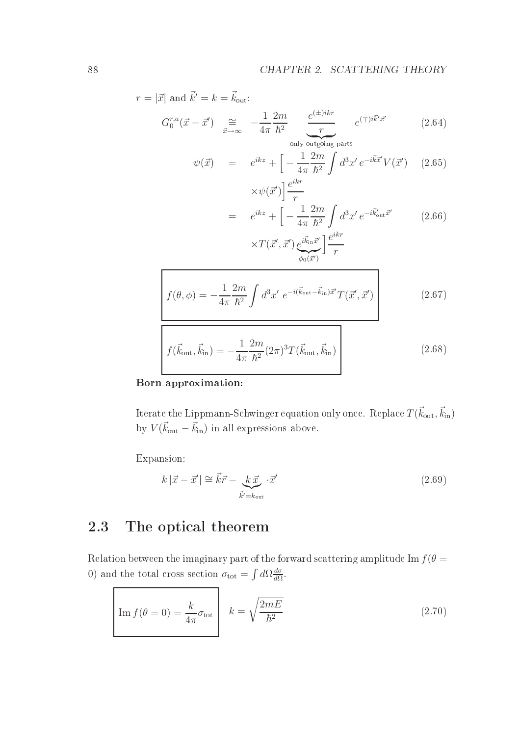$r = |\vec{x}|$ and $\vec{k}' = k = \vec{k}_{\text{out}}$:

$$G_0^{r,a}(\vec{x} - \vec{x}') \underset{\vec{x} \to \infty}{\cong} -\frac{1}{4\pi} \frac{2m}{\hbar^2} \underbrace{\frac{e^{(\pm)ikr}}{r}}_{\text{only outgoing parts}} e^{(\mp)i\vec{k}'\vec{x}'} \tag{2.64}$$

$$\begin{aligned} \psi(\vec{x}) &= e^{ikz} + \Big[ -\frac{1}{4\pi} \frac{2m}{\hbar^2} \int d^3x' \, e^{-i\vec{k}\vec{x}'} V(\vec{x}') \\ &\quad \times \psi(\vec{x}') \Big] \frac{e^{ikr}}{r} \end{aligned} \tag{2.65}$$

$$\begin{aligned} &= e^{ikz} + \Big[ -\frac{1}{4\pi} \frac{2m}{\hbar^2} \int d^3x' \, e^{-i\vec{k}'_{\text{out}}\vec{x}'} \\ &\quad \times T(\vec{x}', \vec{x}') \underbrace{e^{i\vec{k}_{\text{in}}\vec{x}'}}_{\phi_0(\vec{x}')} \Big] \frac{e^{ikr}}{r} \end{aligned} \tag{2.66}$$

$$\boxed{f(\theta, \phi) = -\frac{1}{4\pi} \frac{2m}{\hbar^2} \int d^3x' \; e^{-i(\vec{k}_{\text{out}} - \vec{k}_{\text{in}})\vec{x}'} T(\vec{x}', \vec{x}')} \tag{2.67}$$

$$\boxed{f(\vec{k}_{\text{out}}, \vec{k}_{\text{in}}) = -\frac{1}{4\pi} \frac{2m}{\hbar^2} (2\pi)^3 T(\vec{k}_{\text{out}}, \vec{k}_{\text{in}})} \tag{2.68}$$

**Born approximation:**

Iterate the Lippmann-Schwinger equation only once. Replace $T(\vec{k}_{\text{out}}, \vec{k}_{\text{in}})$ by $V(\vec{k}_{\text{out}} - \vec{k}_{\text{in}})$ in all expressions above.

Expansion:

$$k \, |\vec{x} - \vec{x}'| \cong \vec{k}\vec{r} - \underbrace{\frac{k \, \vec{x}}{}}_{\vec{k}' = k_{\text{out}}} \cdot \vec{x}' \tag{2.69}$$

## 2.3 The optical theorem

Relation between the imaginary part of the forward scattering amplitude $\operatorname{Im} f(\theta = 0)$ and the total cross section $\sigma_{\text{tot}} = \int d\Omega \frac{d\sigma}{d\Omega}$.

$$\boxed{\operatorname{Im} f(\theta = 0) = \frac{k}{4\pi} \sigma_{\text{tot}}} \quad k = \sqrt{\frac{2mE}{\hbar^2}} \tag{2.70}$$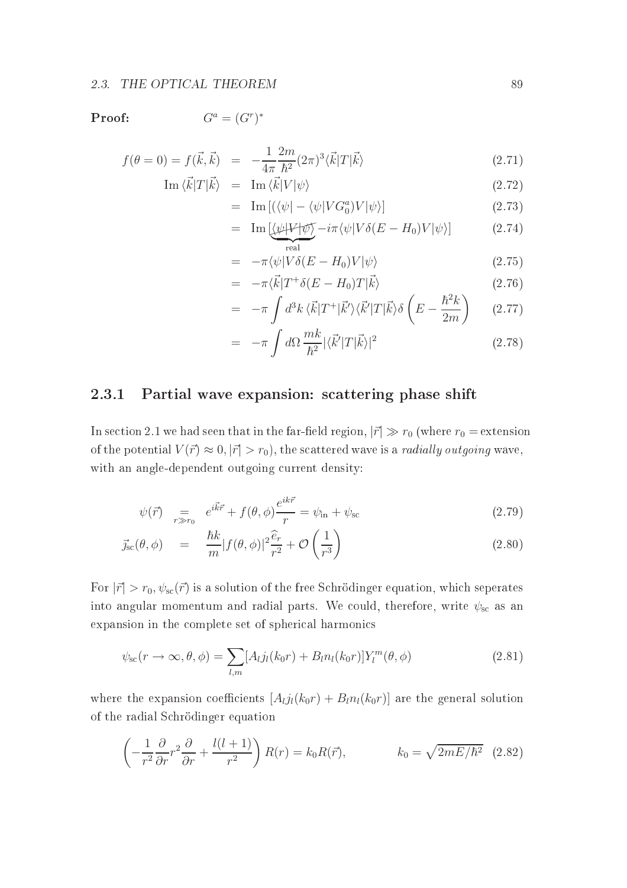**Proof:** $\qquad G^a = (G^r)^*$

$$
\begin{aligned}
f(\theta = 0) = f(\vec{k}, \vec{k}) &= -\frac{1}{4\pi}\frac{2m}{\hbar^2}(2\pi)^3 \langle \vec{k}|T|\vec{k}\rangle && (2.71)\\
\text{Im}\,\langle \vec{k}|T|\vec{k}\rangle &= \text{Im}\,\langle \vec{k}|V|\psi\rangle && (2.72)\\
&= \text{Im}\,[(\langle\psi| - \langle\psi|VG_0^a)V|\psi\rangle] && (2.73)\\
&= \text{Im}\,[\underbrace{\langle\psi|V|\psi\rangle}_{\text{real}} - i\pi\langle\psi|V\delta(E-H_0)V|\psi\rangle] && (2.74)\\
&= -\pi\langle\psi|V\delta(E-H_0)V|\psi\rangle && (2.75)\\
&= -\pi\langle\vec{k}|T^+\delta(E-H_0)T|\vec{k}\rangle && (2.76)\\
&= -\pi\int d^3k\,\langle\vec{k}|T^+|\vec{k}'\rangle\langle\vec{k}'|T|\vec{k}\rangle\delta\left(E - \frac{\hbar^2 k}{2m}\right) && (2.77)\\
&= -\pi\int d\Omega\,\frac{mk}{\hbar^2}|\langle\vec{k}'|T|\vec{k}\rangle|^2 && (2.78)
\end{aligned}
$$

### 2.3.1 Partial wave expansion: scattering phase shift

In section 2.1 we had seen that in the far-field region, $|\vec{r}| \gg r_0$ (where $r_0 =$ extension of the potential $V(\vec{r}) \approx 0, |\vec{r}| > r_0$), the scattered wave is a *radially outgoing* wave, with an angle-dependent outgoing current density:

$$
\begin{aligned}
\psi(\vec{r}) \;\underset{r\gg r_0}{=}\; & e^{i\vec{k}\vec{r}} + f(\theta,\phi)\frac{e^{ik\vec{r}}}{r} = \psi_{\text{in}} + \psi_{\text{sc}} && (2.79)\\
\vec{j}_{\text{sc}}(\theta,\phi) \;=\; & \frac{\hbar k}{m}|f(\theta,\phi)|^2\frac{\widehat{e}_r}{r^2} + \mathcal{O}\left(\frac{1}{r^3}\right) && (2.80)
\end{aligned}
$$

For $|\vec{r}| > r_0$, $\psi_{\text{sc}}(\vec{r})$ is a solution of the free Schrödinger equation, which seperates into angular momentum and radial parts. We could, therefore, write $\psi_{\text{sc}}$ as an expansion in the complete set of spherical harmonics

$$
\psi_{\text{sc}}(r\to\infty,\theta,\phi) = \sum_{l,m}[A_l j_l(k_0 r) + B_l n_l(k_0 r)]Y_l^m(\theta,\phi) \qquad (2.81)
$$

where the expansion coefficients $[A_l j_l(k_0 r) + B_l n_l(k_0 r)]$ are the general solution of the radial Schrödinger equation

$$
\left(-\frac{1}{r^2}\frac{\partial}{\partial r}r^2\frac{\partial}{\partial r} + \frac{l(l+1)}{r^2}\right)R(r) = k_0 R(\vec{r}), \qquad k_0 = \sqrt{2mE/\hbar^2} \quad (2.82)
$$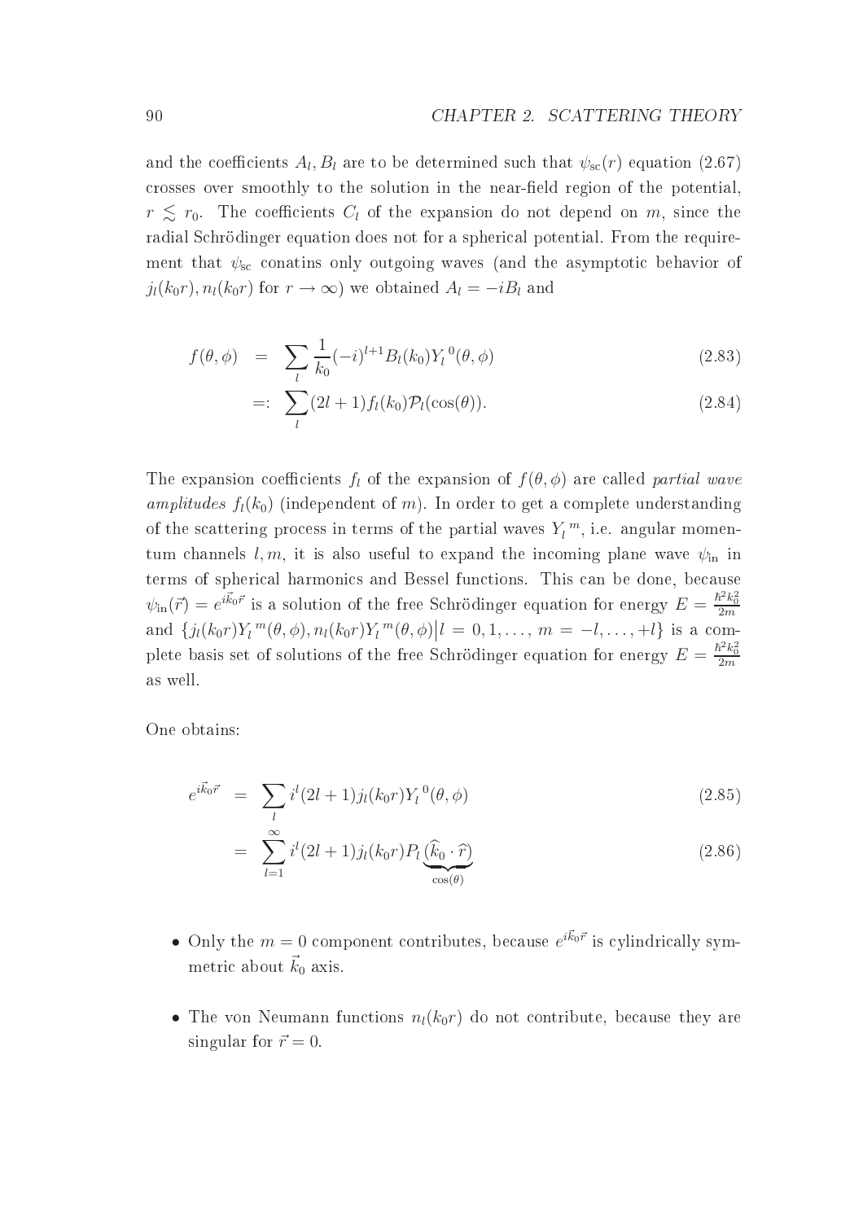and the coefficients $A_l, B_l$ are to be determined such that $\psi_{\rm sc}(r)$ equation (2.67) crosses over smoothly to the solution in the near-field region of the potential, $r \lesssim r_0$. The coefficients $C_l$ of the expansion do not depend on $m$, since the radial Schrödinger equation does not for a spherical potential. From the requirement that $\psi_{\rm sc}$ conatins only outgoing waves (and the asymptotic behavior of $j_l(k_0 r), n_l(k_0 r)$ for $r \to \infty$) we obtained $A_l = -iB_l$ and

$$
\begin{aligned}
f(\theta, \phi) &= \sum_l \frac{1}{k_0}(-i)^{l+1} B_l(k_0) Y_l^{\,0}(\theta, \phi) && (2.83)\\
&=: \sum_l (2l+1) f_l(k_0) \mathcal{P}_l(\cos(\theta)). && (2.84)
\end{aligned}
$$

The expansion coefficients $f_l$ of the expansion of $f(\theta, \phi)$ are called *partial wave amplitudes* $f_l(k_0)$ (independent of $m$). In order to get a complete understanding of the scattering process in terms of the partial waves $Y_l^{\,m}$, i.e. angular momentum channels $l, m$, it is also useful to expand the incoming plane wave $\psi_{\rm in}$ in terms of spherical harmonics and Bessel functions. This can be done, because $\psi_{\rm in}(\vec{r}) = e^{i\vec{k}_0\vec{r}}$ is a solution of the free Schrödinger equation for energy $E = \frac{\hbar^2 k_0^2}{2m}$ and $\{j_l(k_0 r) Y_l^{\,m}(\theta, \phi), n_l(k_0 r) Y_l^{\,m}(\theta, \phi) \big| l = 0, 1, \ldots, m = -l, \ldots, +l\}$ is a complete basis set of solutions of the free Schrödinger equation for energy $E = \frac{\hbar^2 k_0^2}{2m}$ as well.

One obtains:

$$
\begin{aligned}
e^{i\vec{k}_0\vec{r}} &= \sum_l i^l (2l+1) j_l(k_0 r) Y_l^{\,0}(\theta, \phi) && (2.85)\\
&= \sum_{l=1}^{\infty} i^l (2l+1) j_l(k_0 r) P_l(\underbrace{\widehat{k}_0 \cdot \widehat{r}}_{\cos(\theta)}) && (2.86)
\end{aligned}
$$

- Only the $m = 0$ component contributes, because $e^{i\vec{k}_0\vec{r}}$ is cylindrically symmetric about $\vec{k}_0$ axis.
- The von Neumann functions $n_l(k_0 r)$ do not contribute, because they are singular for $\vec{r} = 0$.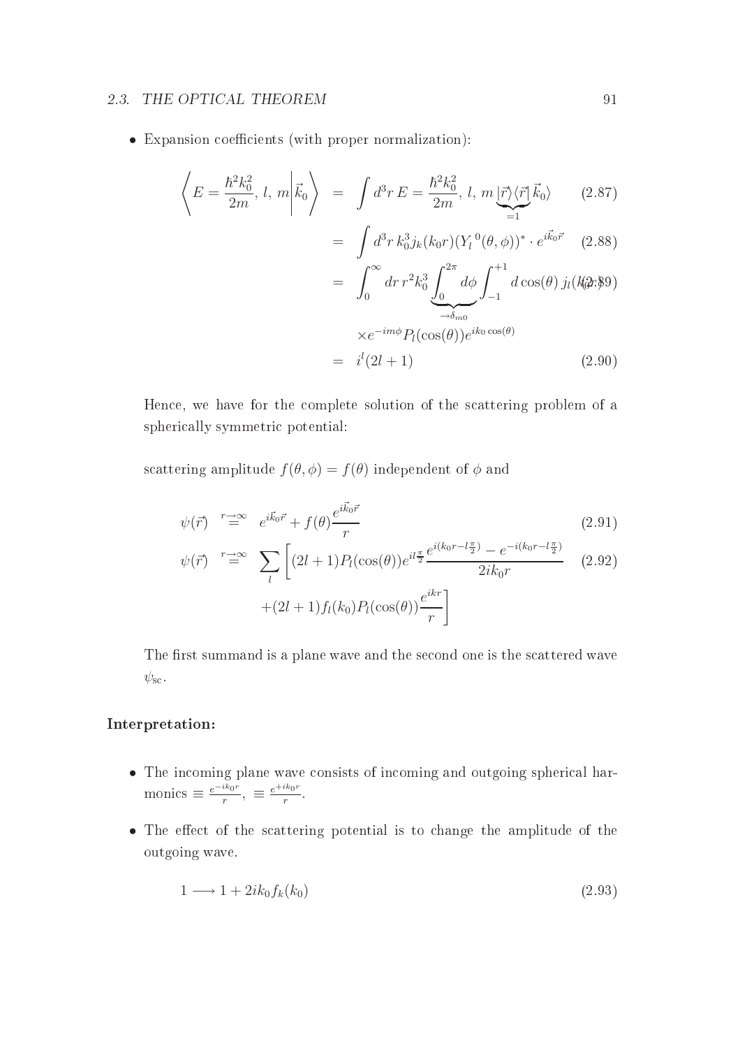- Expansion coefficients (with proper normalization):

$$\left\langle E = \frac{\hbar^2 k_0^2}{2m},\, l,\, m \middle| \vec{k}_0 \right\rangle = \int d^3r \, E = \frac{\hbar^2 k_0^2}{2m},\, l,\, m \underbrace{|\vec{r}\rangle\langle\vec{r}|}_{=1} \vec{k}_0\rangle \tag{2.87}$$

$$= \int d^3r \, k_0^3 j_k(k_0 r)(Y_l^{\,0}(\theta,\phi))^* \cdot e^{i\vec{k}_0\vec{r}} \tag{2.88}$$

$$= \int_0^\infty dr \, r^2 k_0^3 \underbrace{\int_0^{2\pi} d\phi}_{\to \delta_{m0}} \int_{-1}^{+1} d\cos(\theta) \, j_l(k_0 r) \tag{2.89}$$

$$\times e^{-im\phi} P_l(\cos(\theta)) e^{ik_0 \cos(\theta)}$$

$$= i^l(2l+1) \tag{2.90}$$

Hence, we have for the complete solution of the scattering problem of a spherically symmetric potential:

scattering amplitude $f(\theta,\phi) = f(\theta)$ independent of $\phi$ and

$$\psi(\vec{r}) \overset{r\to\infty}{=} e^{i\vec{k}_0\vec{r}} + f(\theta)\frac{e^{i\vec{k}_0\vec{r}}}{r} \tag{2.91}$$

$$\psi(\vec{r}) \overset{r\to\infty}{=} \sum_l \left[ (2l+1)P_l(\cos(\theta)) e^{il\frac{\pi}{2}} \frac{e^{i(k_0 r - l\frac{\pi}{2})} - e^{-i(k_0 r - l\frac{\pi}{2})}}{2ik_0 r} \right. \tag{2.92}$$

$$\left. +(2l+1) f_l(k_0) P_l(\cos(\theta)) \frac{e^{ikr}}{r} \right]$$

The first summand is a plane wave and the second one is the scattered wave $\psi_{\text{sc}}$.

**Interpretation:**

- The incoming plane wave consists of incoming and outgoing spherical harmonics $\equiv \frac{e^{-ik_0 r}}{r}$, $\equiv \frac{e^{+ik_0 r}}{r}$.

- The effect of the scattering potential is to change the amplitude of the outgoing wave.

$$1 \longrightarrow 1 + 2ik_0 f_k(k_0) \tag{2.93}$$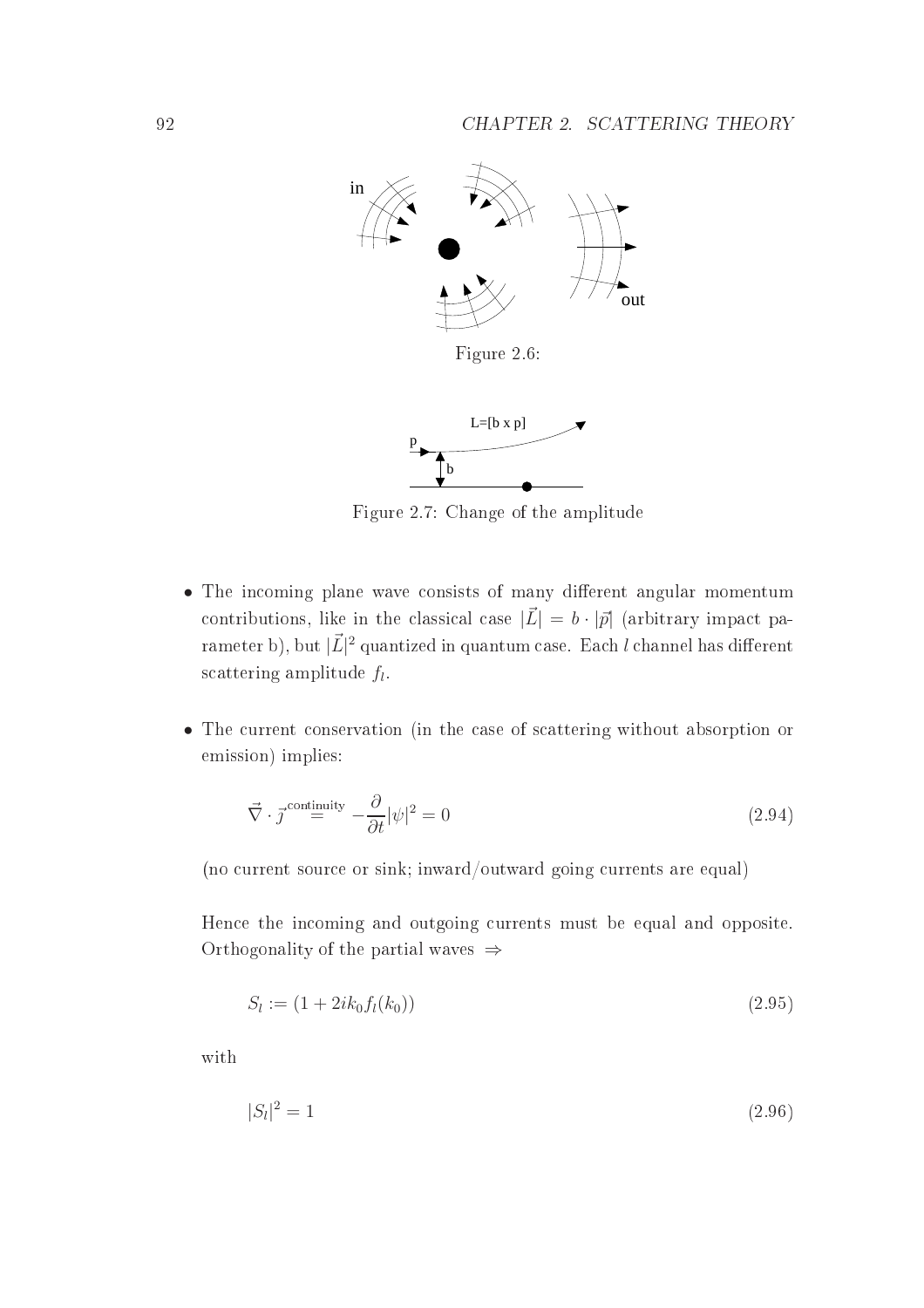Figure 2.6:

Figure 2.7: Change of the amplitude

- The incoming plane wave consists of many different angular momentum contributions, like in the classical case $|\vec{L}| = b \cdot |\vec{p}|$ (arbitrary impact parameter b), but $|\vec{L}|^2$ quantized in quantum case. Each $l$ channel has different scattering amplitude $f_l$.

- The current conservation (in the case of scattering without absorption or emission) implies:

$$\vec{\nabla} \cdot \vec{\jmath} \overset{\text{continuity}}{=} -\frac{\partial}{\partial t}|\psi|^2 = 0 \tag{2.94}$$

(no current source or sink; inward/outward going currents are equal)

Hence the incoming and outgoing currents must be equal and opposite. Orthogonality of the partial waves $\Rightarrow$

$$S_l := (1 + 2ik_0 f_l(k_0)) \tag{2.95}$$

with

$$|S_l|^2 = 1 \tag{2.96}$$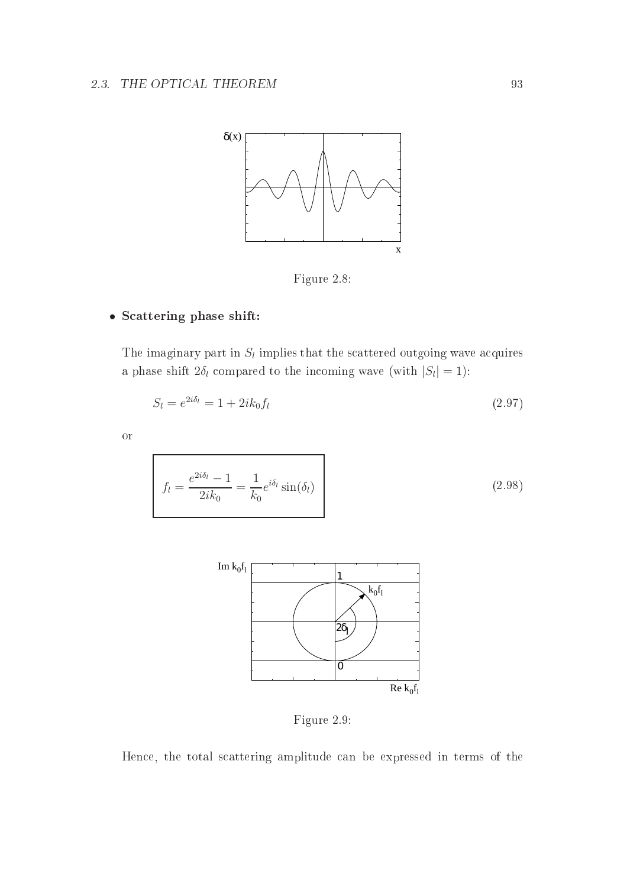Figure 2.8:

- **Scattering phase shift:**

  The imaginary part in $S_l$ implies that the scattered outgoing wave acquires a phase shift $2\delta_l$ compared to the incoming wave (with $|S_l| = 1$):

$$S_l = e^{2i\delta_l} = 1 + 2ik_0 f_l \tag{2.97}$$

or

$$\boxed{f_l = \frac{e^{2i\delta_l} - 1}{2ik_0} = \frac{1}{k_0} e^{i\delta_l} \sin(\delta_l)} \tag{2.98}$$

Figure 2.9:

Hence, the total scattering amplitude can be expressed in terms of the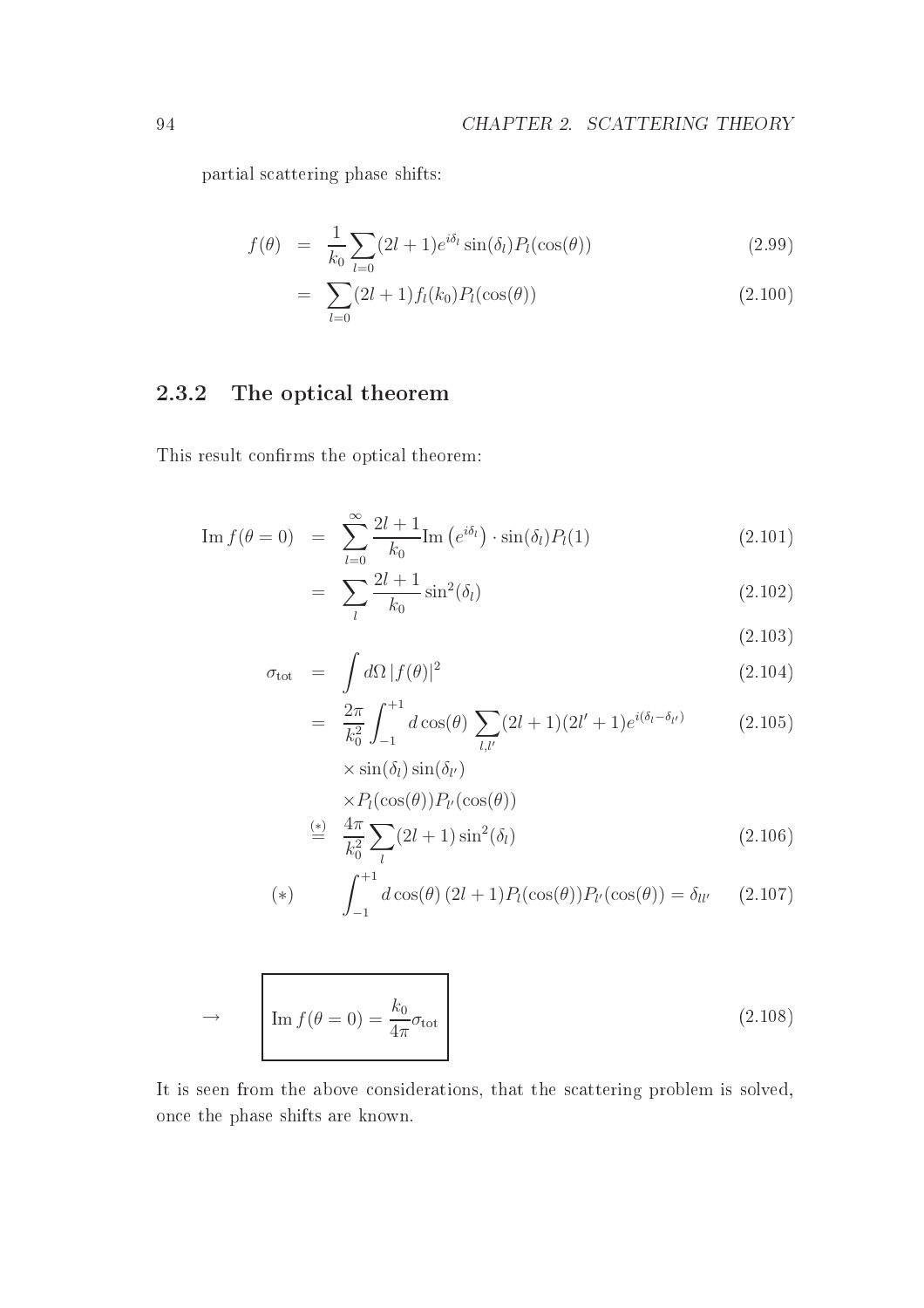partial scattering phase shifts:

$$f(\theta) = \frac{1}{k_0}\sum_{l=0}(2l+1)e^{i\delta_l}\sin(\delta_l)P_l(\cos(\theta)) \tag{2.99}$$

$$= \sum_{l=0}(2l+1)f_l(k_0)P_l(\cos(\theta)) \tag{2.100}$$

### 2.3.2 The optical theorem

This result confirms the optical theorem:

$$\mathrm{Im}\, f(\theta=0) = \sum_{l=0}^{\infty}\frac{2l+1}{k_0}\mathrm{Im}\left(e^{i\delta_l}\right)\cdot\sin(\delta_l)P_l(1) \tag{2.101}$$

$$= \sum_{l}\frac{2l+1}{k_0}\sin^2(\delta_l) \tag{2.102}$$

$$\tag{2.103}$$

$$\sigma_{\mathrm{tot}} = \int d\Omega\,|f(\theta)|^2 \tag{2.104}$$

$$= \frac{2\pi}{k_0^2}\int_{-1}^{+1}d\cos(\theta)\sum_{l,l'}(2l+1)(2l'+1)e^{i(\delta_l-\delta_{l'})} \tag{2.105}$$

$$\times\sin(\delta_l)\sin(\delta_{l'})$$

$$\times P_l(\cos(\theta))P_{l'}(\cos(\theta))$$

$$\overset{(*)}{=} \frac{4\pi}{k_0^2}\sum_l(2l+1)\sin^2(\delta_l) \tag{2.106}$$

$$(*)\qquad \int_{-1}^{+1}d\cos(\theta)\,(2l+1)P_l(\cos(\theta))P_{l'}(\cos(\theta)) = \delta_{ll'} \tag{2.107}$$

$$\rightarrow \qquad \boxed{\mathrm{Im}\, f(\theta=0) = \frac{k_0}{4\pi}\sigma_{\mathrm{tot}}} \tag{2.108}$$

It is seen from the above considerations, that the scattering problem is solved, once the phase shifts are known.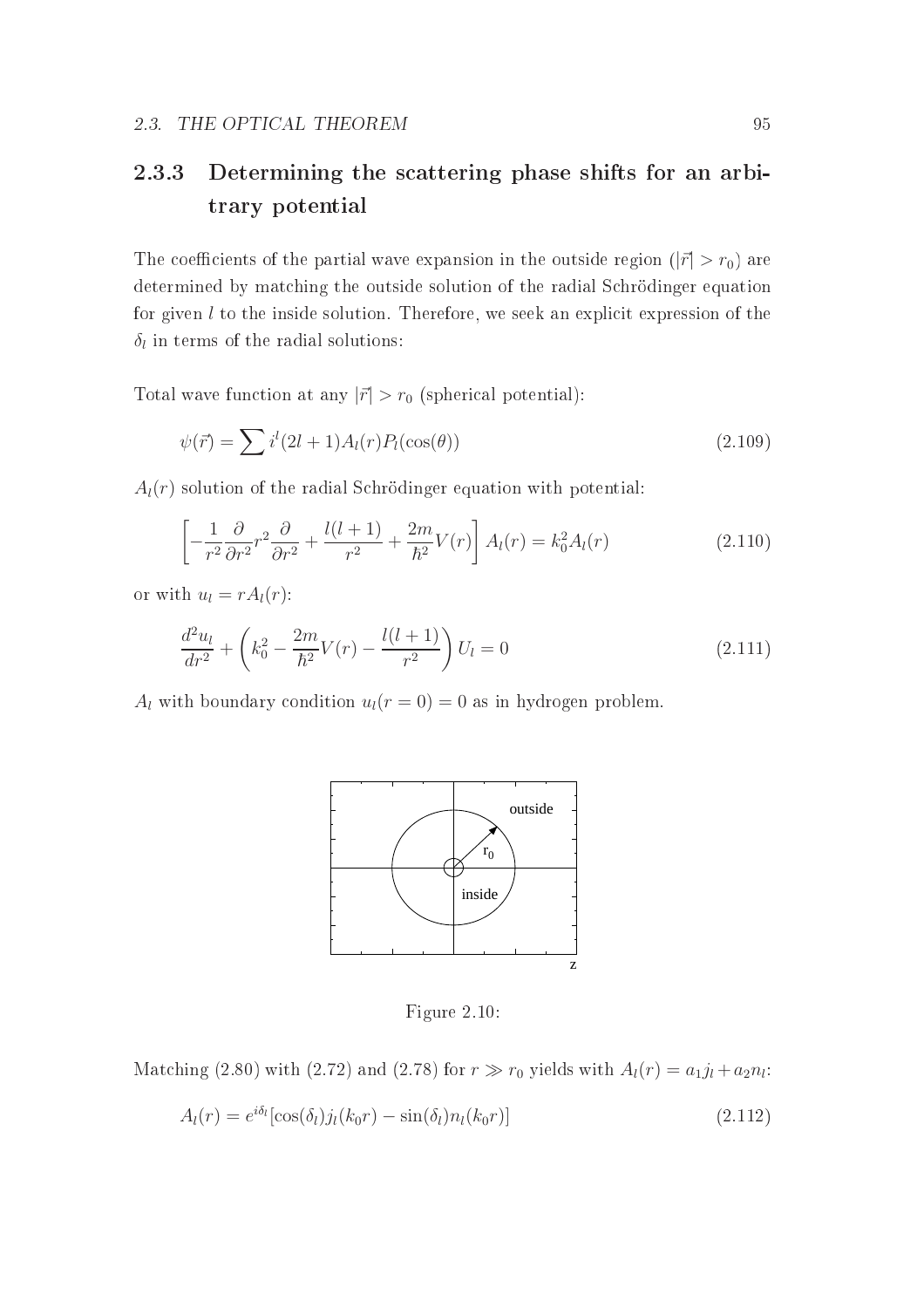### 2.3.3 Determining the scattering phase shifts for an arbitrary potential

The coefficients of the partial wave expansion in the outside region ($|\vec{r}| > r_0$) are determined by matching the outside solution of the radial Schrödinger equation for given $l$ to the inside solution. Therefore, we seek an explicit expression of the $\delta_l$ in terms of the radial solutions:

Total wave function at any $|\vec{r}| > r_0$ (spherical potential):

$$\psi(\vec{r}) = \sum i^l (2l+1) A_l(r) P_l(\cos(\theta)) \tag{2.109}$$

$A_l(r)$ solution of the radial Schrödinger equation with potential:

$$\left[ -\frac{1}{r^2}\frac{\partial}{\partial r^2} r^2 \frac{\partial}{\partial r^2} + \frac{l(l+1)}{r^2} + \frac{2m}{\hbar^2} V(r) \right] A_l(r) = k_0^2 A_l(r) \tag{2.110}$$

or with $u_l = rA_l(r)$:

$$\frac{d^2 u_l}{dr^2} + \left( k_0^2 - \frac{2m}{\hbar^2} V(r) - \frac{l(l+1)}{r^2} \right) U_l = 0 \tag{2.111}$$

$A_l$ with boundary condition $u_l(r=0) = 0$ as in hydrogen problem.

Figure 2.10:

Matching (2.80) with (2.72) and (2.78) for $r \gg r_0$ yields with $A_l(r) = a_1 j_l + a_2 n_l$:

$$A_l(r) = e^{i\delta_l} [\cos(\delta_l) j_l(k_0 r) - \sin(\delta_l) n_l(k_0 r)] \tag{2.112}$$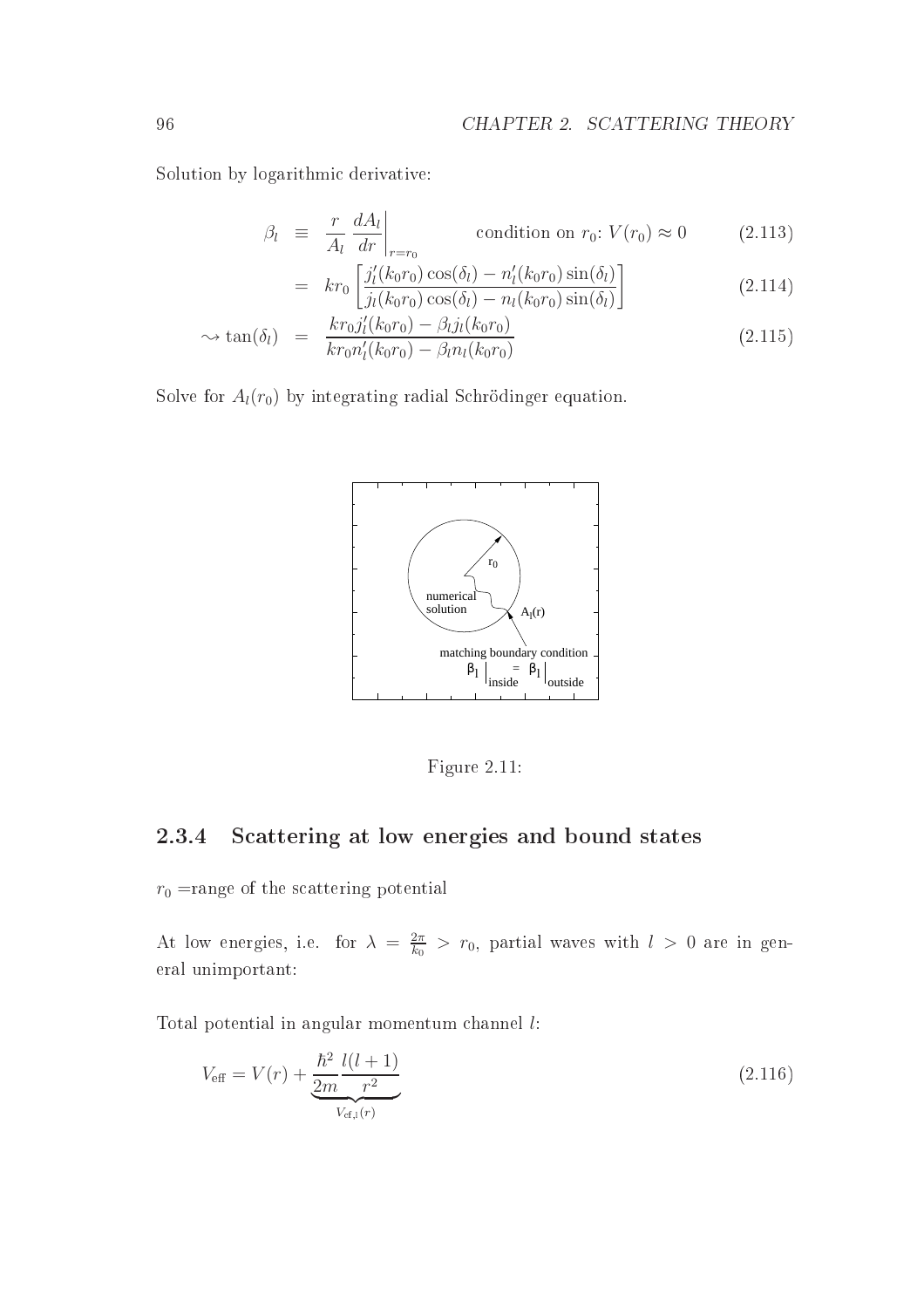Solution by logarithmic derivative:

$$
\begin{aligned}
\beta_l &\equiv \left. \frac{r}{A_l} \frac{dA_l}{dr} \right|_{r=r_0} \qquad \text{condition on } r_0\text{: } V(r_0) \approx 0 &(2.113)\\
&= kr_0 \left[ \frac{j_l'(k_0 r_0)\cos(\delta_l) - n_l'(k_0 r_0)\sin(\delta_l)}{j_l(k_0 r_0)\cos(\delta_l) - n_l(k_0 r_0)\sin(\delta_l)} \right] &(2.114)\\
\rightsquigarrow \tan(\delta_l) &= \frac{kr_0 j_l'(k_0 r_0) - \beta_l j_l(k_0 r_0)}{kr_0 n_l'(k_0 r_0) - \beta_l n_l(k_0 r_0)} &(2.115)
\end{aligned}
$$

Solve for $A_l(r_0)$ by integrating radial Schrödinger equation.

Figure 2.11:

### 2.3.4 Scattering at low energies and bound states

$r_0$ =range of the scattering potential

At low energies, i.e. for $\lambda = \frac{2\pi}{k_0} > r_0$, partial waves with $l > 0$ are in general unimportant:

Total potential in angular momentum channel $l$:

$$
V_{\text{eff}} = V(r) + \underbrace{\frac{\hbar^2}{2m} \frac{l(l+1)}{r^2}}_{V_{\text{cf,l}}(r)} \tag{2.116}
$$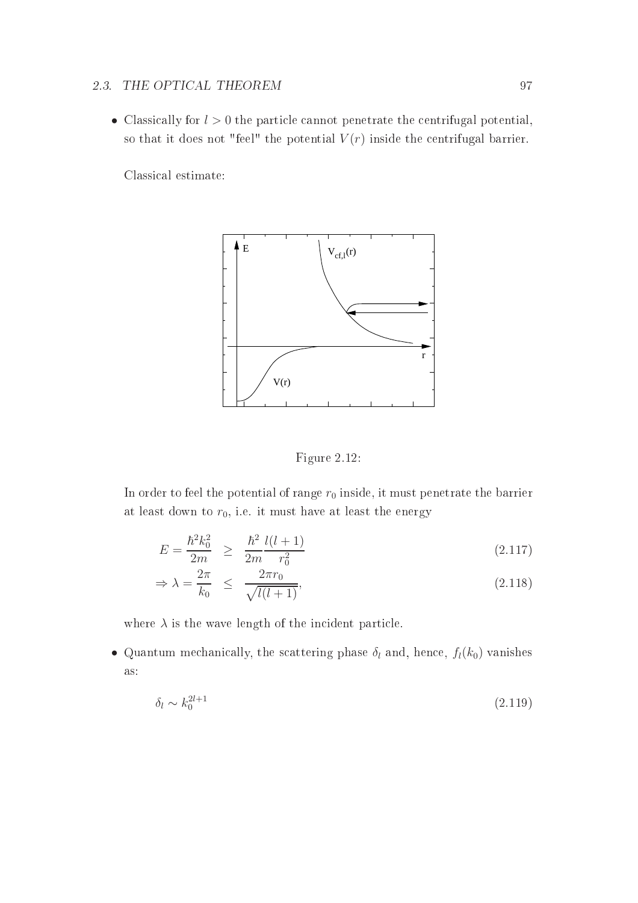- Classically for $l > 0$ the particle cannot penetrate the centrifugal potential, so that it does not "feel" the potential $V(r)$ inside the centrifugal barrier.

  Classical estimate:

  Figure 2.12:

  In order to feel the potential of range $r_0$ inside, it must penetrate the barrier at least down to $r_0$, i.e. it must have at least the energy

$$E = \frac{\hbar^2 k_0^2}{2m} \geq \frac{\hbar^2}{2m}\frac{l(l+1)}{r_0^2} \tag{2.117}$$

$$\Rightarrow \lambda = \frac{2\pi}{k_0} \leq \frac{2\pi r_0}{\sqrt{l(l+1)}}, \tag{2.118}$$

  where $\lambda$ is the wave length of the incident particle.

- Quantum mechanically, the scattering phase $\delta_l$ and, hence, $f_l(k_0)$ vanishes as:

$$\delta_l \sim k_0^{2l+1} \tag{2.119}$$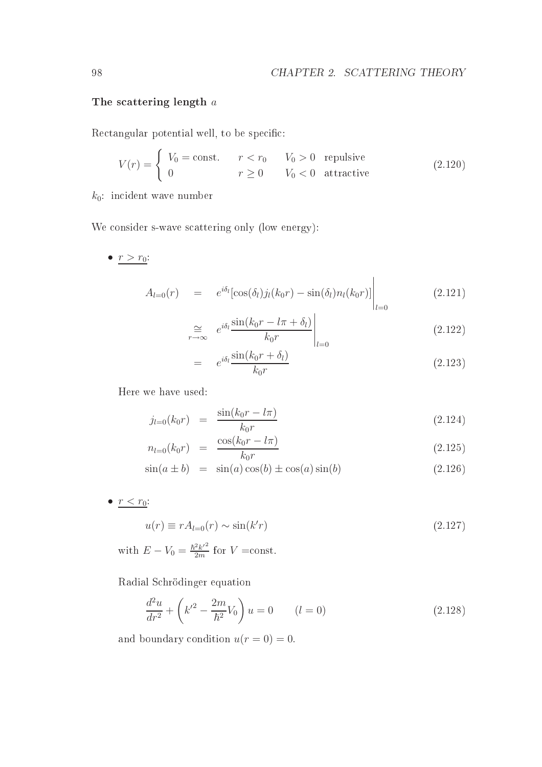**The scattering length $a$**

Rectangular potential well, to be specific:

$$V(r) = \begin{cases} V_0 = \text{const.} & r < r_0 \quad V_0 > 0 \quad \text{repulsive} \\ 0 & r \geq 0 \quad V_0 < 0 \quad \text{attractive} \end{cases} \tag{2.120}$$

$k_0$: incident wave number

We consider s-wave scattering only (low energy):

- <u>$r > r_0$</u>:

$$A_{l=0}(r) = e^{i\delta_l}[\cos(\delta_l) j_l(k_0 r) - \sin(\delta_l) n_l(k_0 r)]\bigg|_{l=0} \tag{2.121}$$

$$\underset{r\to\infty}{\cong} e^{i\delta_l}\frac{\sin(k_0 r - l\pi + \delta_l)}{k_0 r}\bigg|_{l=0} \tag{2.122}$$

$$= e^{i\delta_l}\frac{\sin(k_0 r + \delta_l)}{k_0 r} \tag{2.123}$$

Here we have used:

$$j_{l=0}(k_0 r) = \frac{\sin(k_0 r - l\pi)}{k_0 r} \tag{2.124}$$

$$n_{l=0}(k_0 r) = \frac{\cos(k_0 r - l\pi)}{k_0 r} \tag{2.125}$$

$$\sin(a \pm b) = \sin(a)\cos(b) \pm \cos(a)\sin(b) \tag{2.126}$$

- <u>$r < r_0$</u>:

$$u(r) \equiv r A_{l=0}(r) \sim \sin(k' r) \tag{2.127}$$

with $E - V_0 = \frac{\hbar^2 k'^2}{2m}$ for $V =$const.

Radial Schrödinger equation

$$\frac{d^2 u}{dr^2} + \left(k'^2 - \frac{2m}{\hbar^2}V_0\right) u = 0 \qquad (l = 0) \tag{2.128}$$

and boundary condition $u(r = 0) = 0$.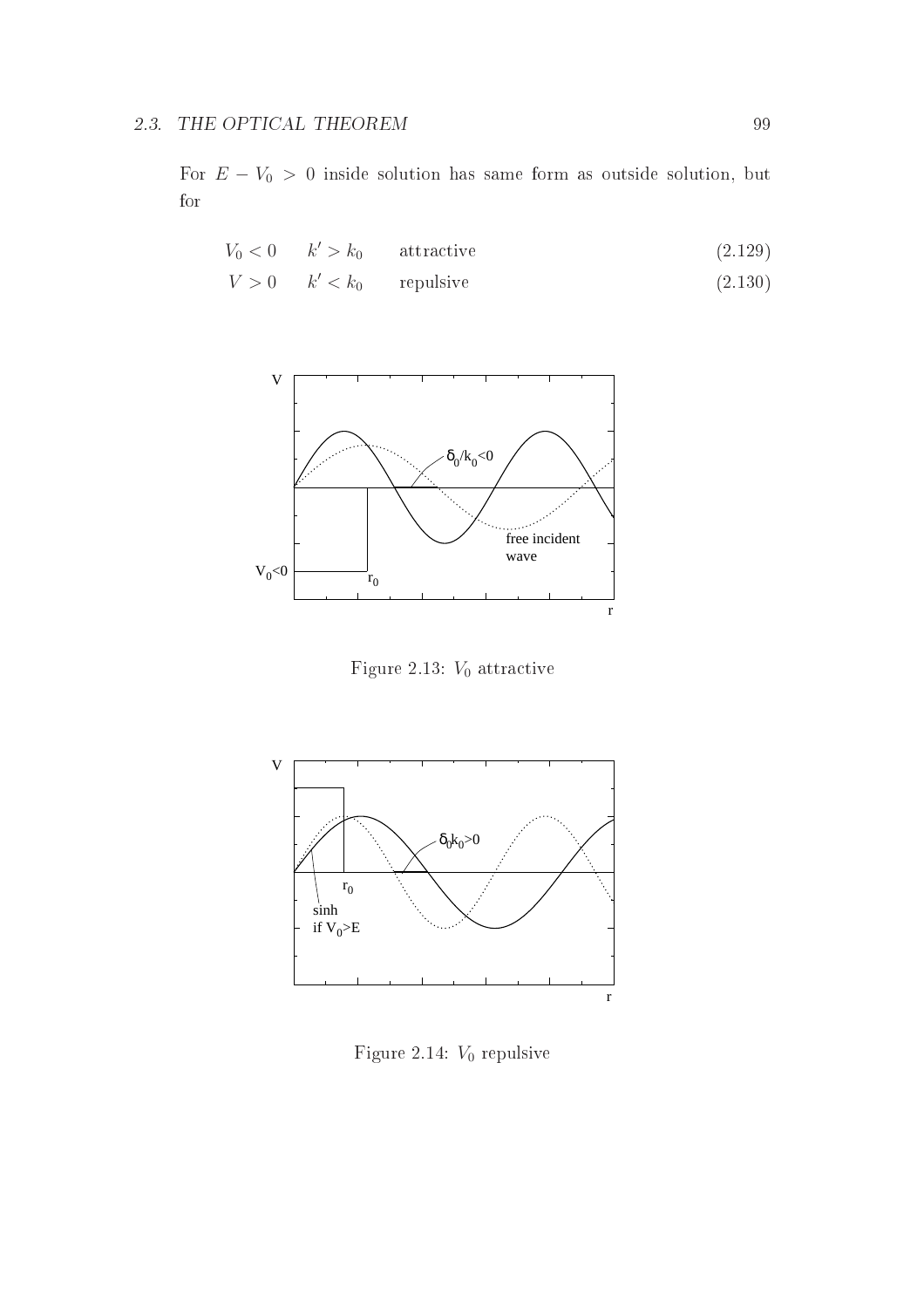For $E - V_0 > 0$ inside solution has same form as outside solution, but for

$$V_0 < 0 \quad k' > k_0 \quad \text{attractive} \tag{2.129}$$

$$V > 0 \quad k' < k_0 \quad \text{repulsive} \tag{2.130}$$

Figure 2.13: $V_0$ attractive

Figure 2.14: $V_0$ repulsive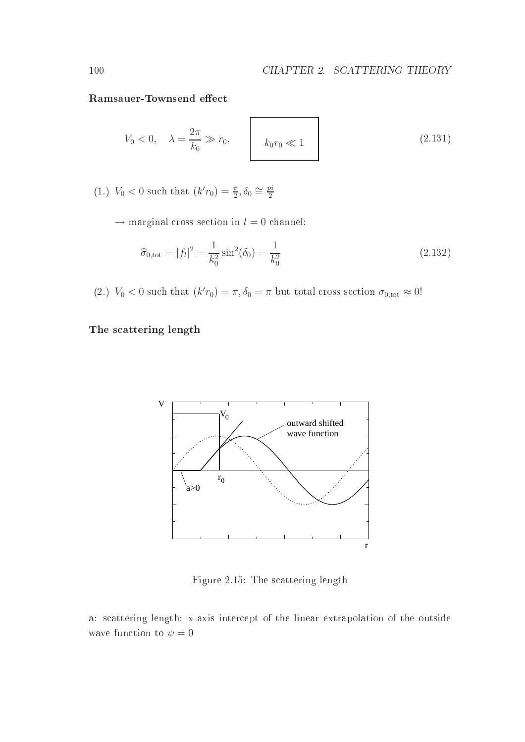**Ramsauer-Townsend effect**

$$V_0 < 0, \quad \lambda = \frac{2\pi}{k_0} \gg r_0, \qquad \boxed{k_0 r_0 \ll 1} \tag{2.131}$$

(1.) $V_0 < 0$ such that $(k' r_0) = \frac{\pi}{2}, \delta_0 \cong \frac{pi}{2}$

$\rightarrow$ marginal cross section in $l = 0$ channel:

$$\widehat{\sigma}_{0,\text{tot}} = |f_l|^2 = \frac{1}{k_0^2} \sin^2(\delta_0) = \frac{1}{k_0^2} \tag{2.132}$$

(2.) $V_0 < 0$ such that $(k' r_0) = \pi, \delta_0 = \pi$ but total cross section $\sigma_{0,\text{tot}} \approx 0$!

**The scattering length**

Figure 2.15: The scattering length

a: scattering length: x-axis intercept of the linear extrapolation of the outside wave function to $\psi = 0$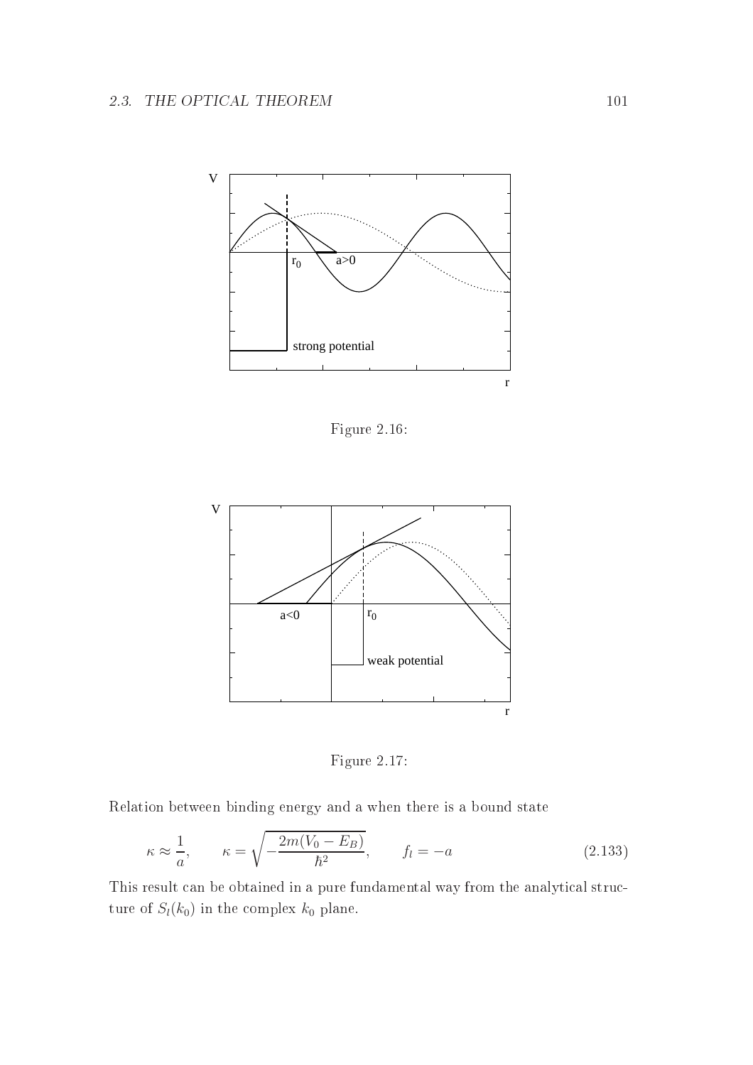Figure 2.16:

Figure 2.17:

Relation between binding energy and a when there is a bound state

$$\kappa \approx \frac{1}{a}, \qquad \kappa = \sqrt{-\frac{2m(V_0 - E_B)}{\hbar^2}}, \qquad f_l = -a \tag{2.133}$$

This result can be obtained in a pure fundamental way from the analytical structure of $S_l(k_0)$ in the complex $k_0$ plane.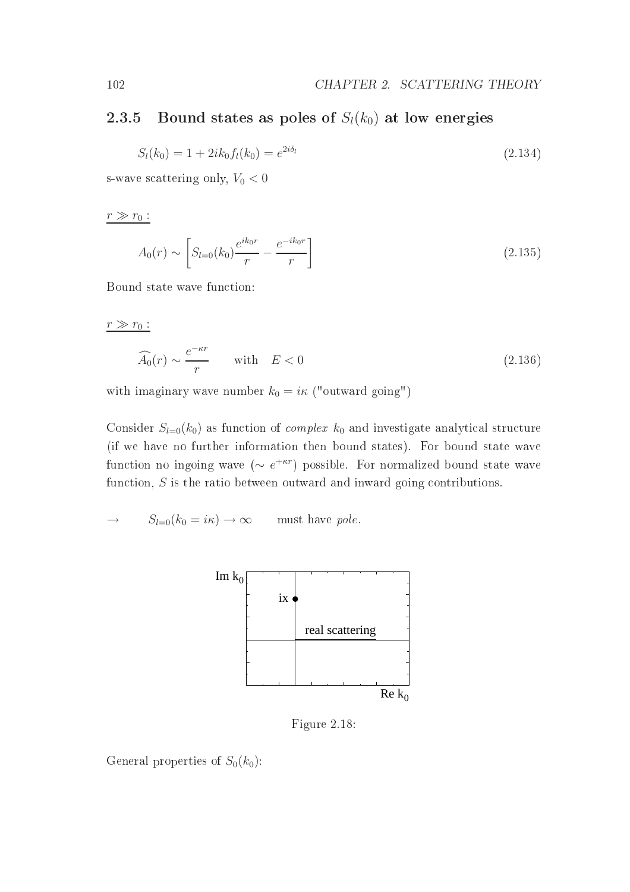### 2.3.5 Bound states as poles of $S_l(k_0)$ at low energies

$$S_l(k_0) = 1 + 2ik_0 f_l(k_0) = e^{2i\delta_l} \tag{2.134}$$

s-wave scattering only, $V_0 < 0$

$\underline{r \gg r_0:}$

$$A_0(r) \sim \left[ S_{l=0}(k_0) \frac{e^{ik_0 r}}{r} - \frac{e^{-ik_0 r}}{r} \right] \tag{2.135}$$

Bound state wave function:

$\underline{r \gg r_0:}$

$$\widehat{A_0}(r) \sim \frac{e^{-\kappa r}}{r} \qquad \text{with} \quad E < 0 \tag{2.136}$$

with imaginary wave number $k_0 = i\kappa$ ("outward going")

Consider $S_{l=0}(k_0)$ as function of *complex* $k_0$ and investigate analytical structure (if we have no further information then bound states). For bound state wave function no ingoing wave ($\sim e^{+\kappa r}$) possible. For normalized bound state wave function, $S$ is the ratio between outward and inward going contributions.

$\rightarrow \qquad S_{l=0}(k_0 = i\kappa) \rightarrow \infty \qquad$ must have *pole*.

Figure 2.18:

General properties of $S_0(k_0)$: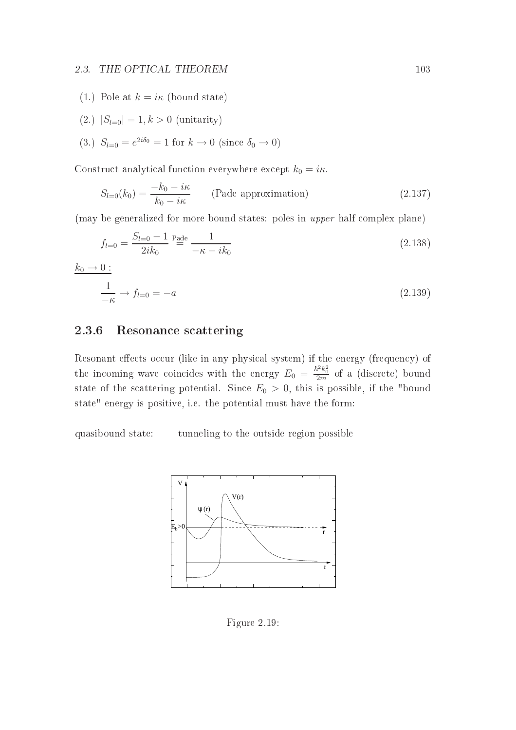(1.) Pole at $k = i\kappa$ (bound state)

(2.) $|S_{l=0}| = 1, k > 0$ (unitarity)

(3.) $S_{l=0} = e^{2i\delta_0} = 1$ for $k \to 0$ (since $\delta_0 \to 0$)

Construct analytical function everywhere except $k_0 = i\kappa$.

$$S_{l=0}(k_0) = \frac{-k_0 - i\kappa}{k_0 - i\kappa} \qquad \text{(Pade approximation)} \tag{2.137}$$

(may be generalized for more bound states: poles in *upper* half complex plane)

$$f_{l=0} = \frac{S_{l=0} - 1}{2ik_0} \overset{\text{Pade}}{=} \frac{1}{-\kappa - ik_0} \tag{2.138}$$

$\underline{k_0 \to 0:}$

$$\frac{1}{-\kappa} \to f_{l=0} = -a \tag{2.139}$$

### 2.3.6 Resonance scattering

Resonant effects occur (like in any physical system) if the energy (frequency) of the incoming wave coincides with the energy $E_0 = \frac{\hbar^2 k_0^2}{2m}$ of a (discrete) bound state of the scattering potential. Since $E_0 > 0$, this is possible, if the "bound state" energy is positive, i.e. the potential must have the form:

quasibound state: tunneling to the outside region possible

Figure 2.19: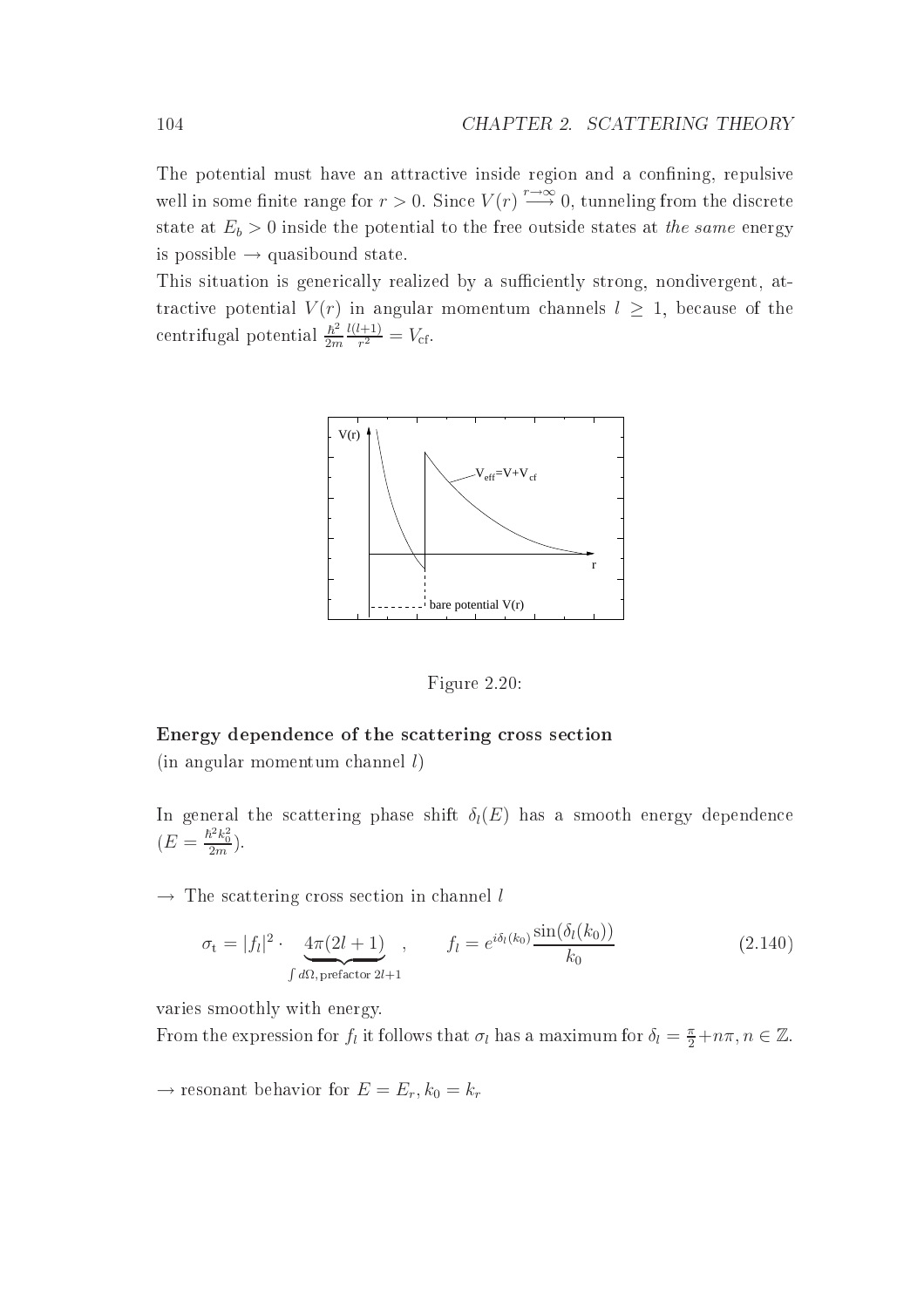The potential must have an attractive inside region and a confining, repulsive well in some finite range for $r > 0$. Since $V(r) \stackrel{r\to\infty}{\longrightarrow} 0$, tunneling from the discrete state at $E_b > 0$ inside the potential to the free outside states at *the same* energy is possible $\to$ quasibound state.

This situation is generically realized by a sufficiently strong, nondivergent, attractive potential $V(r)$ in angular momentum channels $l \geq 1$, because of the centrifugal potential $\frac{\hbar^2}{2m}\frac{l(l+1)}{r^2} = V_{\text{cf}}$.

Figure 2.20:

**Energy dependence of the scattering cross section**
(in angular momentum channel $l$)

In general the scattering phase shift $\delta_l(E)$ has a smooth energy dependence ($E = \frac{\hbar^2 k_0^2}{2m}$).

$\to$ The scattering cross section in channel $l$

$$\sigma_{\text{t}} = |f_l|^2 \cdot \underbrace{4\pi(2l+1)}_{\int d\Omega,\,\text{prefactor } 2l+1} \;, \qquad f_l = e^{i\delta_l(k_0)}\frac{\sin(\delta_l(k_0))}{k_0} \tag{2.140}$$

varies smoothly with energy.

From the expression for $f_l$ it follows that $\sigma_l$ has a maximum for $\delta_l = \frac{\pi}{2} + n\pi, n \in \mathbb{Z}$.

$\to$ resonant behavior for $E = E_r, k_0 = k_r$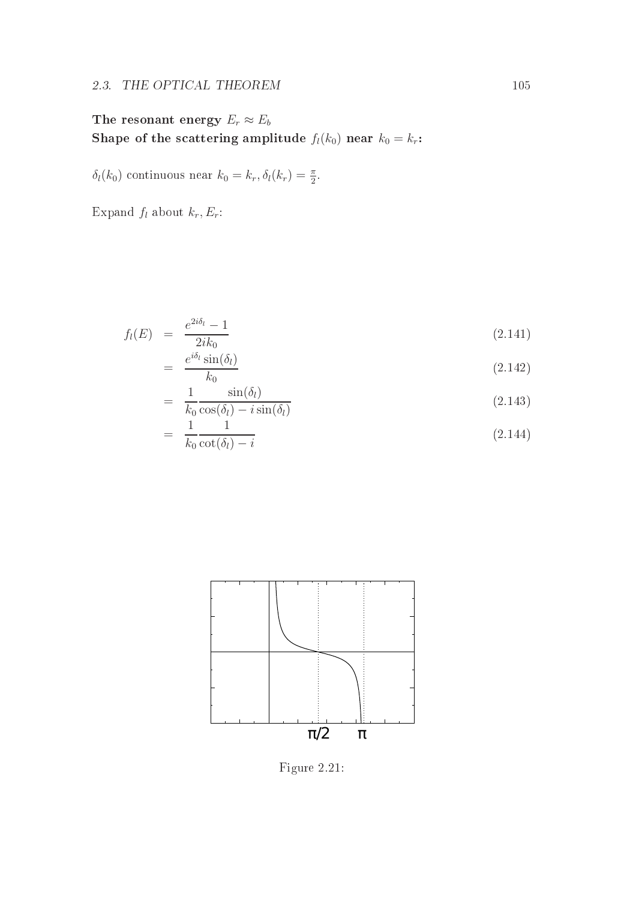**The resonant energy $E_r \approx E_b$**
**Shape of the scattering amplitude $f_l(k_0)$ near $k_0 = k_r$:**

$\delta_l(k_0)$ continuous near $k_0 = k_r, \delta_l(k_r) = \frac{\pi}{2}$.

Expand $f_l$ about $k_r, E_r$:

$$
\begin{aligned}
f_l(E) &= \frac{e^{2i\delta_l} - 1}{2ik_0} && (2.141)\\
&= \frac{e^{i\delta_l}\sin(\delta_l)}{k_0} && (2.142)\\
&= \frac{1}{k_0}\frac{\sin(\delta_l)}{\cos(\delta_l) - i\sin(\delta_l)} && (2.143)\\
&= \frac{1}{k_0}\frac{1}{\cot(\delta_l) - i} && (2.144)
\end{aligned}
$$

Figure 2.21: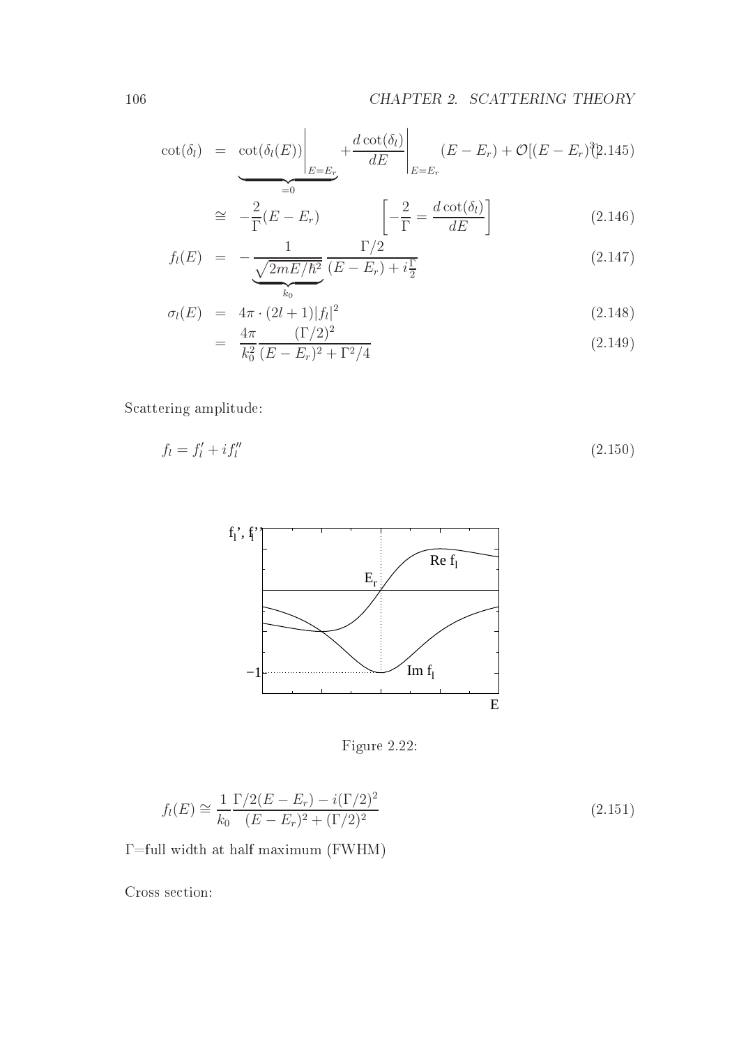$$\cot(\delta_l) = \underbrace{\cot(\delta_l(E))\Big|_{E=E_r}}_{=0} + \frac{d\cot(\delta_l)}{dE}\Big|_{E=E_r}(E-E_r) + \mathcal{O}[(E-E_r)^2] \tag{2.145}$$

$$\cong -\frac{2}{\Gamma}(E-E_r) \qquad \left[-\frac{2}{\Gamma} = \frac{d\cot(\delta_l)}{dE}\right] \tag{2.146}$$

$$f_l(E) = -\underbrace{\frac{1}{\sqrt{2mE/\hbar^2}}}_{k_0}\frac{\Gamma/2}{(E-E_r)+i\frac{\Gamma}{2}} \tag{2.147}$$

$$\sigma_l(E) = 4\pi\cdot(2l+1)|f_l|^2 \tag{2.148}$$

$$= \frac{4\pi}{k_0^2}\frac{(\Gamma/2)^2}{(E-E_r)^2+\Gamma^2/4} \tag{2.149}$$

Scattering amplitude:

$$f_l = f_l' + i f_l'' \tag{2.150}$$

Figure 2.22:

$$f_l(E) \cong \frac{1}{k_0}\frac{\Gamma/2(E-E_r) - i(\Gamma/2)^2}{(E-E_r)^2+(\Gamma/2)^2} \tag{2.151}$$

$\Gamma$=full width at half maximum (FWHM)

Cross section: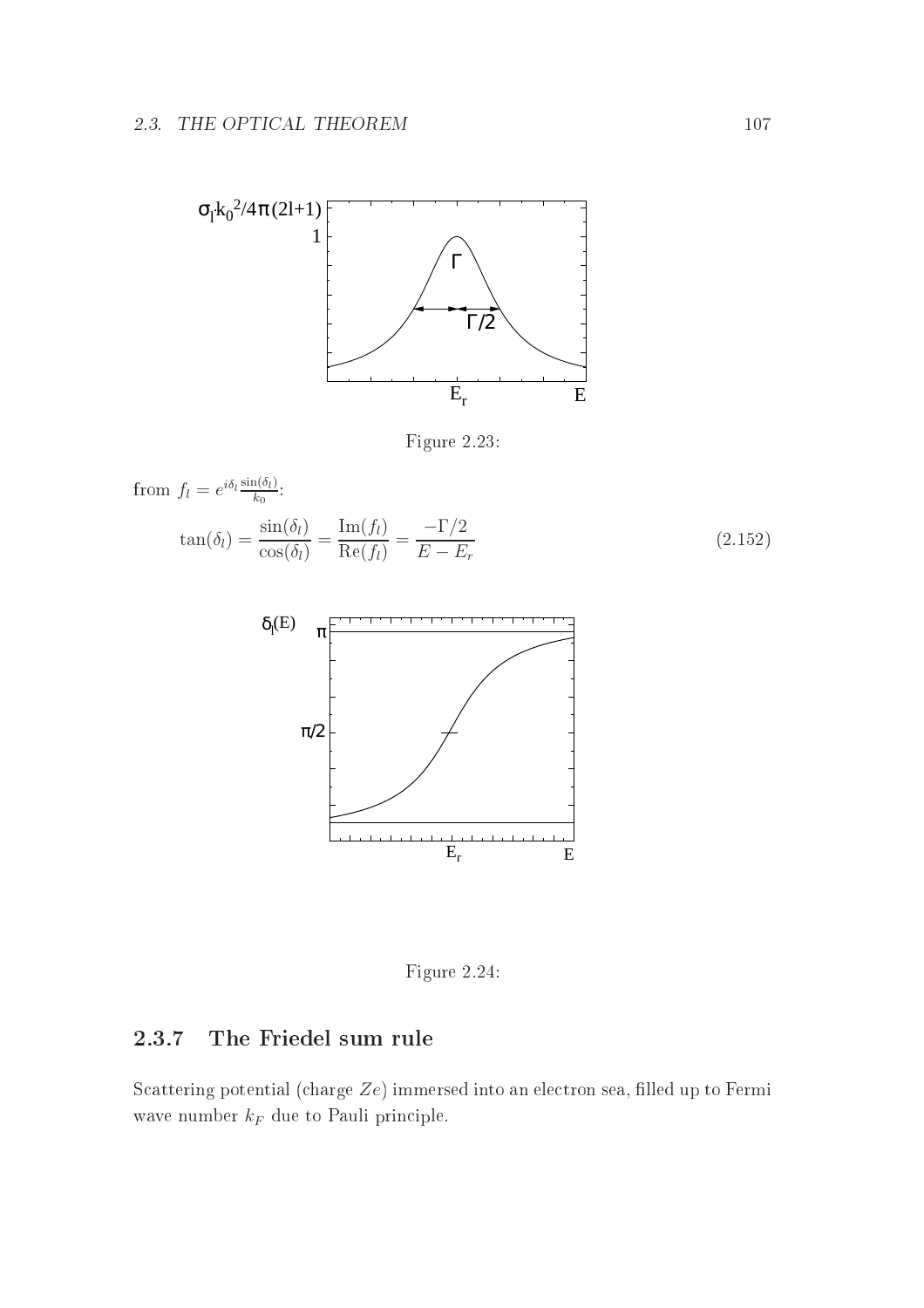Figure 2.23:

from $f_l = e^{i\delta_l} \frac{\sin(\delta_l)}{k_0}$:

$$\tan(\delta_l) = \frac{\sin(\delta_l)}{\cos(\delta_l)} = \frac{\text{Im}(f_l)}{\text{Re}(f_l)} = \frac{-\Gamma/2}{E - E_r} \tag{2.152}$$

Figure 2.24:

### 2.3.7 The Friedel sum rule

Scattering potential (charge $Ze$) immersed into an electron sea, filled up to Fermi wave number $k_F$ due to Pauli principle.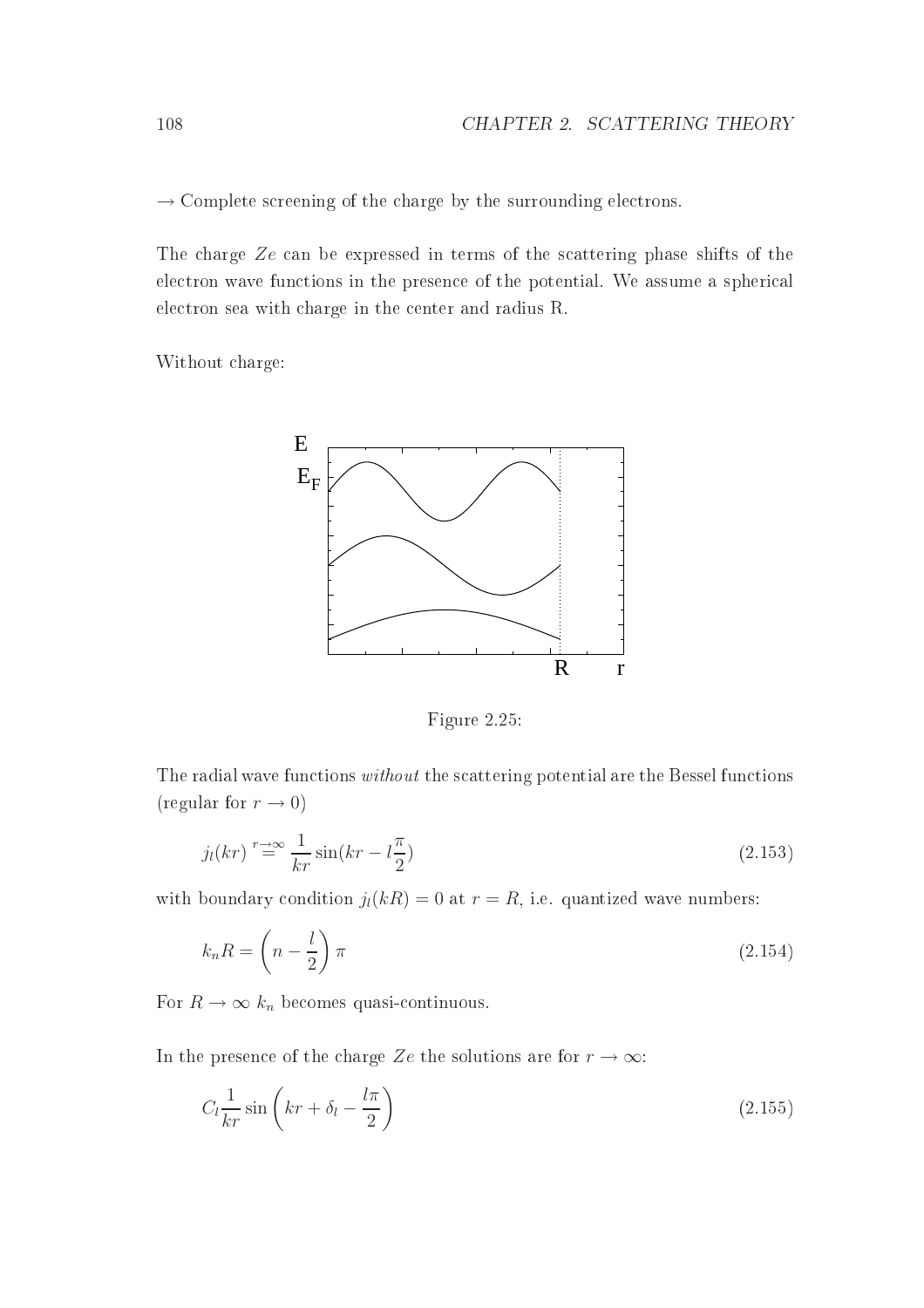→ Complete screening of the charge by the surrounding electrons.

The charge $Ze$ can be expressed in terms of the scattering phase shifts of the electron wave functions in the presence of the potential. We assume a spherical electron sea with charge in the center and radius R.

Without charge:

Figure 2.25:

The radial wave functions *without* the scattering potential are the Bessel functions (regular for $r \to 0$)

$$j_l(kr) \overset{r \to \infty}{=} \frac{1}{kr} \sin(kr - l\frac{\pi}{2}) \tag{2.153}$$

with boundary condition $j_l(kR) = 0$ at $r = R$, i.e. quantized wave numbers:

$$k_n R = \left(n - \frac{l}{2}\right) \pi \tag{2.154}$$

For $R \to \infty$ $k_n$ becomes quasi-continuous.

In the presence of the charge $Ze$ the solutions are for $r \to \infty$:

$$C_l \frac{1}{kr} \sin\left(kr + \delta_l - \frac{l\pi}{2}\right) \tag{2.155}$$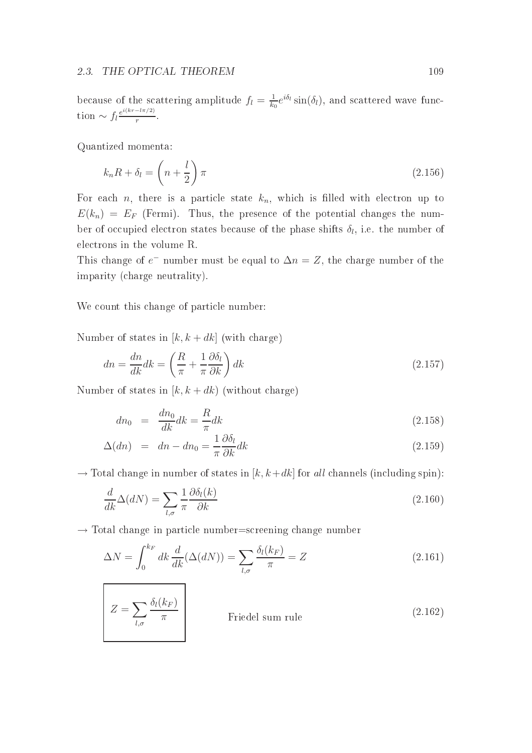because of the scattering amplitude $f_l = \frac{1}{k_0} e^{i\delta_l} \sin(\delta_l)$, and scattered wave function $\sim f_l \frac{e^{i(kr - l\pi/2)}}{r}$.

Quantized momenta:

$$k_n R + \delta_l = \left( n + \frac{l}{2} \right) \pi \tag{2.156}$$

For each $n$, there is a particle state $k_n$, which is filled with electron up to $E(k_n) = E_F$ (Fermi). Thus, the presence of the potential changes the number of occupied electron states because of the phase shifts $\delta_l$, i.e. the number of electrons in the volume R.

This change of $e^-$ number must be equal to $\Delta n = Z$, the charge number of the imparity (charge neutrality).

We count this change of particle number:

Number of states in $[k, k + dk]$ (with charge)

$$dn = \frac{dn}{dk} dk = \left( \frac{R}{\pi} + \frac{1}{\pi} \frac{\partial \delta_l}{\partial k} \right) dk \tag{2.157}$$

Number of states in $[k, k + dk)$ (without charge)

$$dn_0 = \frac{dn_0}{dk} dk = \frac{R}{\pi} dk \tag{2.158}$$

$$\Delta(dn) = dn - dn_0 = \frac{1}{\pi} \frac{\partial \delta_l}{\partial k} dk \tag{2.159}$$

$\rightarrow$ Total change in number of states in $[k, k+dk]$ for *all* channels (including spin):

$$\frac{d}{dk} \Delta(dN) = \sum_{l,\sigma} \frac{1}{\pi} \frac{\partial \delta_l(k)}{\partial k} \tag{2.160}$$

$\rightarrow$ Total change in particle number=screening change number

$$\Delta N = \int_0^{k_F} dk \, \frac{d}{dk}(\Delta(dN)) = \sum_{l,\sigma} \frac{\delta_l(k_F)}{\pi} = Z \tag{2.161}$$

$$\boxed{Z = \sum_{l,\sigma} \frac{\delta_l(k_F)}{\pi}} \qquad \text{Friedel sum rule} \tag{2.162}$$